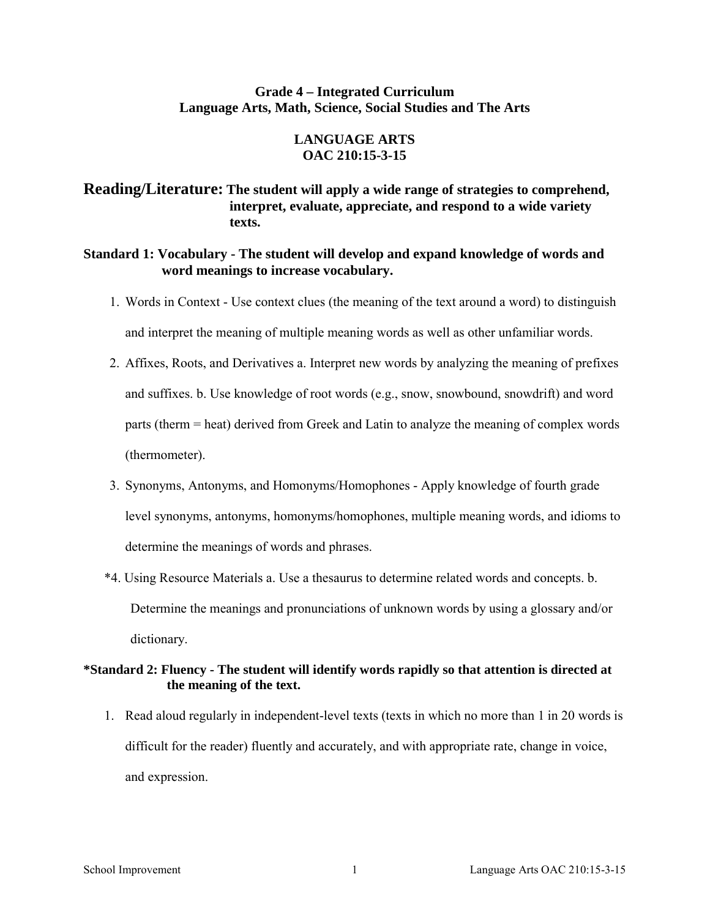# Grade 4 – Integrated Curriculum
## Language Arts, Math, Science, Social Studies and The Arts

## LANGUAGE ARTS
## OAC 210:15-3-15

**Reading/Literature:** **The student will apply a wide range of strategies to comprehend, interpret, evaluate, appreciate, and respond to a wide variety texts.**

### Standard 1: Vocabulary - The student will develop and expand knowledge of words and word meanings to increase vocabulary.

1. Words in Context - Use context clues (the meaning of the text around a word) to distinguish and interpret the meaning of multiple meaning words as well as other unfamiliar words.
2. Affixes, Roots, and Derivatives a. Interpret new words by analyzing the meaning of prefixes and suffixes. b. Use knowledge of root words (e.g., snow, snowbound, snowdrift) and word parts (therm = heat) derived from Greek and Latin to analyze the meaning of complex words (thermometer).
3. Synonyms, Antonyms, and Homonyms/Homophones - Apply knowledge of fourth grade level synonyms, antonyms, homonyms/homophones, multiple meaning words, and idioms to determine the meanings of words and phrases.

*4. Using Resource Materials a. Use a thesaurus to determine related words and concepts. b. Determine the meanings and pronunciations of unknown words by using a glossary and/or dictionary.

### *Standard 2: Fluency - The student will identify words rapidly so that attention is directed at the meaning of the text.

1. Read aloud regularly in independent-level texts (texts in which no more than 1 in 20 words is difficult for the reader) fluently and accurately, and with appropriate rate, change in voice, and expression.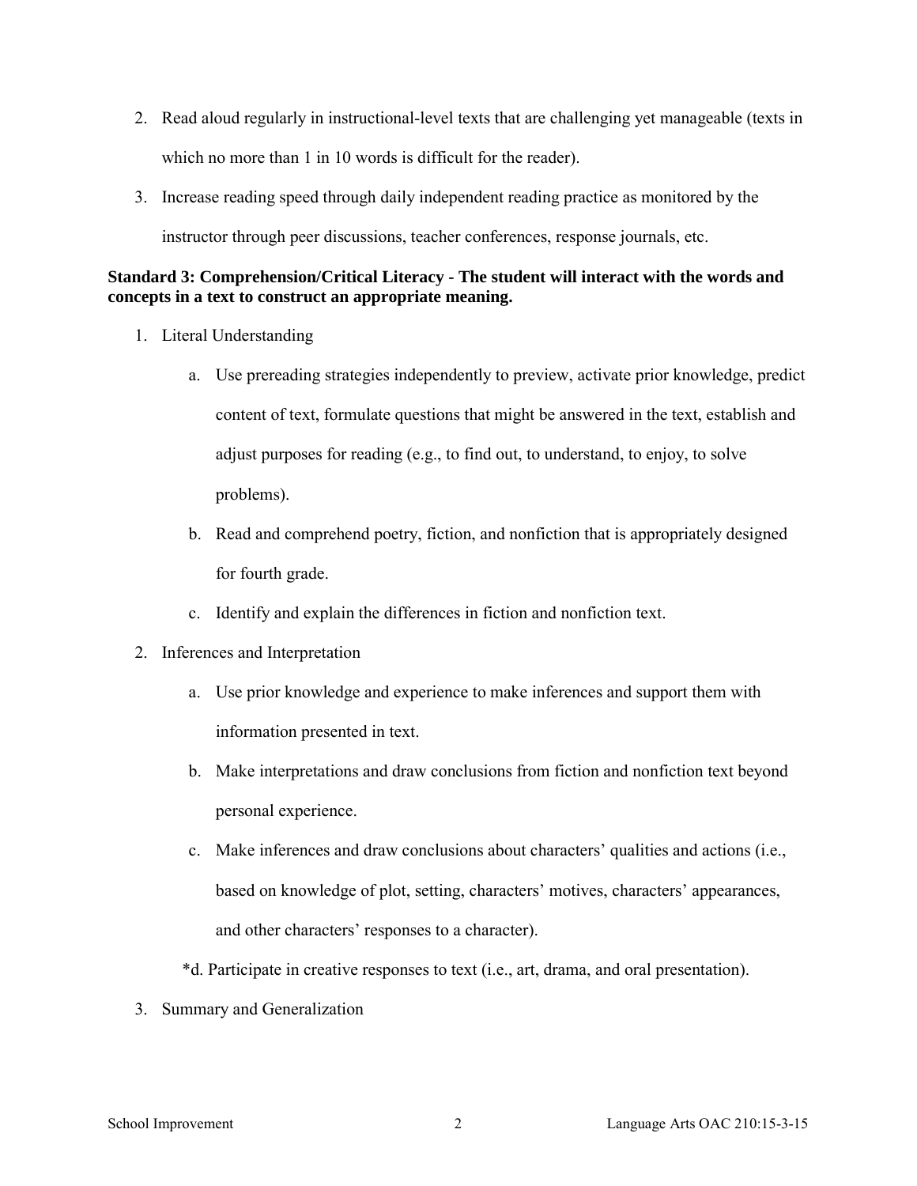2. Read aloud regularly in instructional-level texts that are challenging yet manageable (texts in which no more than 1 in 10 words is difficult for the reader).
3. Increase reading speed through daily independent reading practice as monitored by the instructor through peer discussions, teacher conferences, response journals, etc.

**Standard 3: Comprehension/Critical Literacy - The student will interact with the words and concepts in a text to construct an appropriate meaning.**

1. Literal Understanding
   a. Use prereading strategies independently to preview, activate prior knowledge, predict content of text, formulate questions that might be answered in the text, establish and adjust purposes for reading (e.g., to find out, to understand, to enjoy, to solve problems).
   b. Read and comprehend poetry, fiction, and nonfiction that is appropriately designed for fourth grade.
   c. Identify and explain the differences in fiction and nonfiction text.
2. Inferences and Interpretation
   a. Use prior knowledge and experience to make inferences and support them with information presented in text.
   b. Make interpretations and draw conclusions from fiction and nonfiction text beyond personal experience.
   c. Make inferences and draw conclusions about characters' qualities and actions (i.e., based on knowledge of plot, setting, characters' motives, characters' appearances, and other characters' responses to a character).
   *d. Participate in creative responses to text (i.e., art, drama, and oral presentation).
3. Summary and Generalization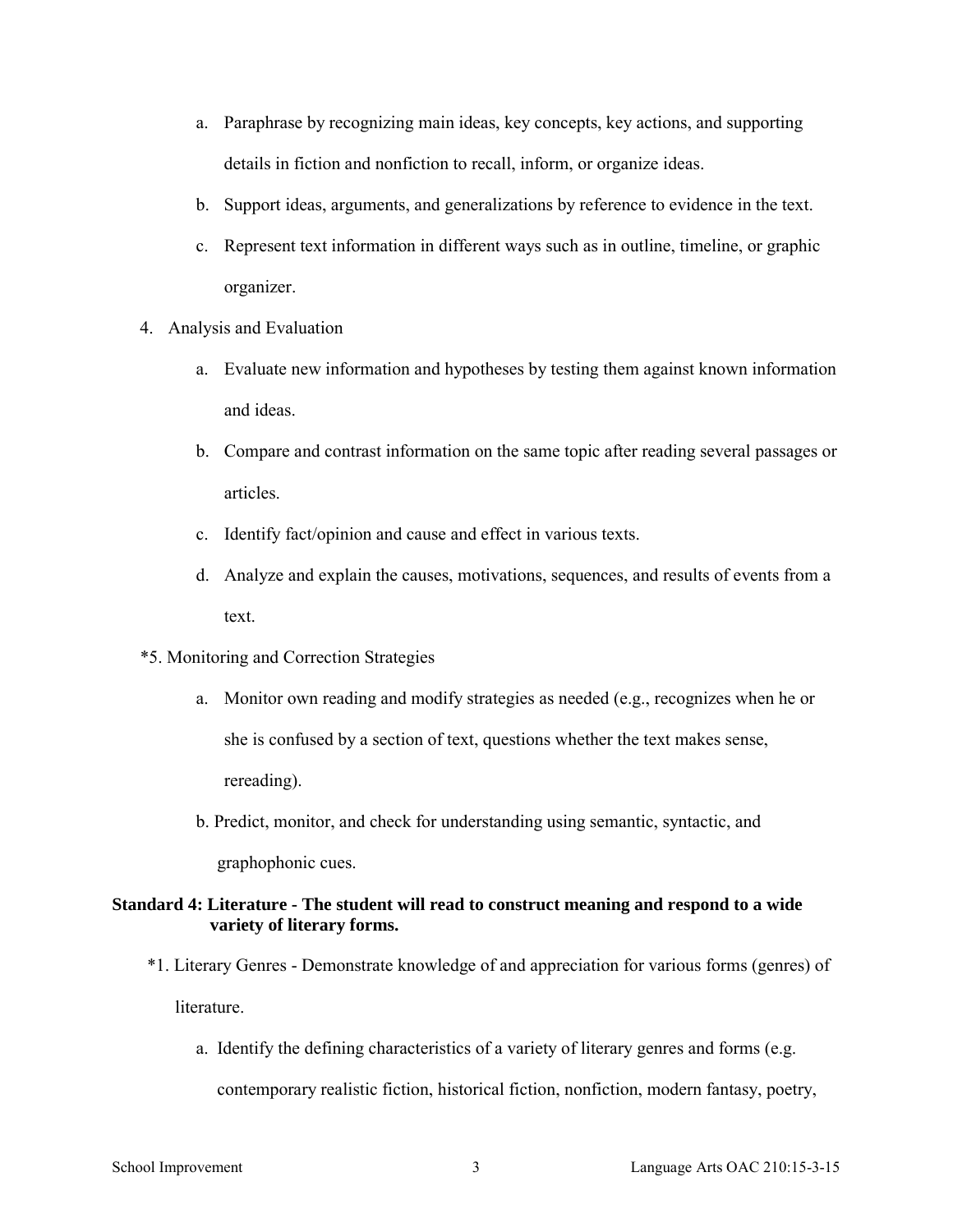a. Paraphrase by recognizing main ideas, key concepts, key actions, and supporting details in fiction and nonfiction to recall, inform, or organize ideas.
   b. Support ideas, arguments, and generalizations by reference to evidence in the text.
   c. Represent text information in different ways such as in outline, timeline, or graphic organizer.

4. Analysis and Evaluation
   a. Evaluate new information and hypotheses by testing them against known information and ideas.
   b. Compare and contrast information on the same topic after reading several passages or articles.
   c. Identify fact/opinion and cause and effect in various texts.
   d. Analyze and explain the causes, motivations, sequences, and results of events from a text.

*5. Monitoring and Correction Strategies
   a. Monitor own reading and modify strategies as needed (e.g., recognizes when he or she is confused by a section of text, questions whether the text makes sense, rereading).
   b. Predict, monitor, and check for understanding using semantic, syntactic, and graphophonic cues.

**Standard 4: Literature - The student will read to construct meaning and respond to a wide variety of literary forms.**

*1. Literary Genres - Demonstrate knowledge of and appreciation for various forms (genres) of literature.
   a. Identify the defining characteristics of a variety of literary genres and forms (e.g. contemporary realistic fiction, historical fiction, nonfiction, modern fantasy, poetry,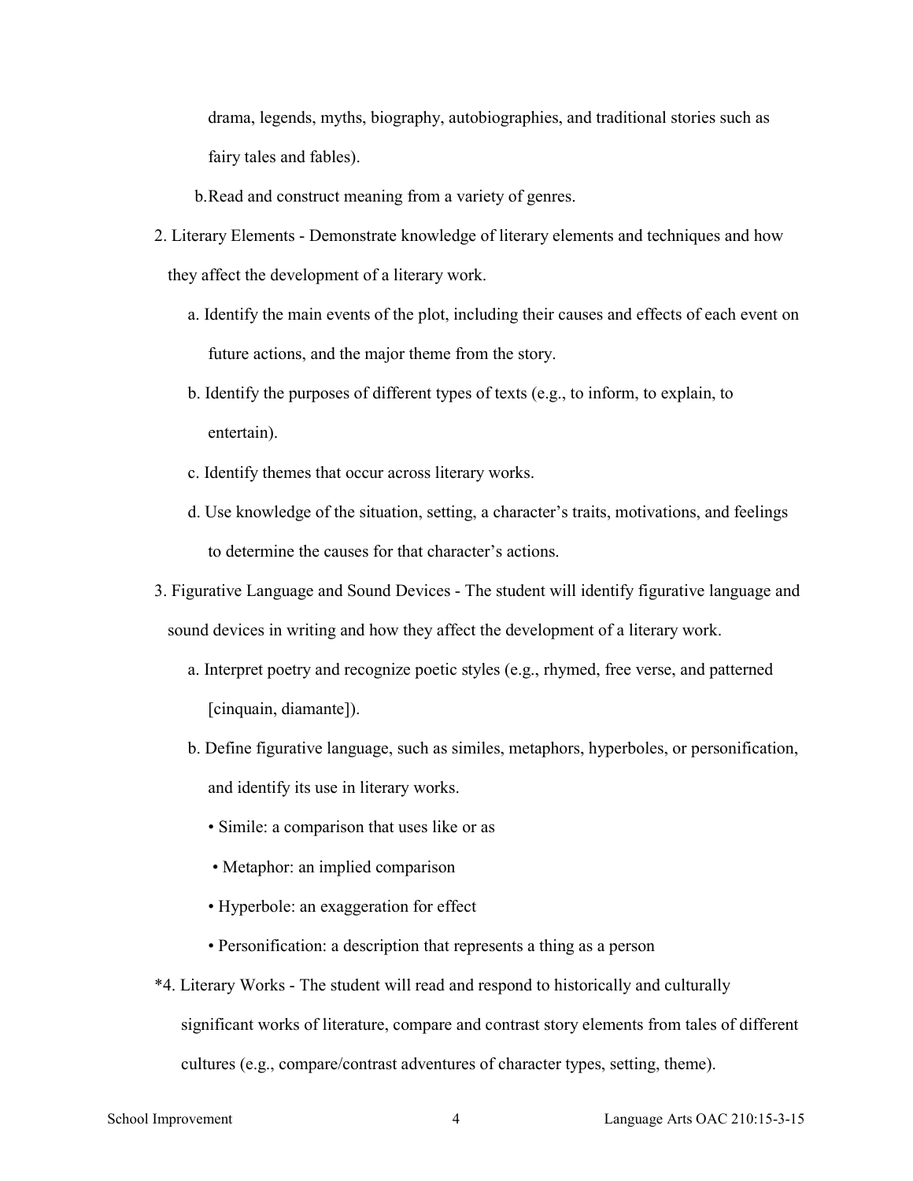drama, legends, myths, biography, autobiographies, and traditional stories such as fairy tales and fables).

b. Read and construct meaning from a variety of genres.

2. Literary Elements - Demonstrate knowledge of literary elements and techniques and how they affect the development of a literary work.

   a. Identify the main events of the plot, including their causes and effects of each event on future actions, and the major theme from the story.

   b. Identify the purposes of different types of texts (e.g., to inform, to explain, to entertain).

   c. Identify themes that occur across literary works.

   d. Use knowledge of the situation, setting, a character's traits, motivations, and feelings to determine the causes for that character's actions.

3. Figurative Language and Sound Devices - The student will identify figurative language and sound devices in writing and how they affect the development of a literary work.

   a. Interpret poetry and recognize poetic styles (e.g., rhymed, free verse, and patterned [cinquain, diamante]).

   b. Define figurative language, such as similes, metaphors, hyperboles, or personification, and identify its use in literary works.

      • Simile: a comparison that uses like or as

      • Metaphor: an implied comparison

      • Hyperbole: an exaggeration for effect

      • Personification: a description that represents a thing as a person

*4. Literary Works - The student will read and respond to historically and culturally significant works of literature, compare and contrast story elements from tales of different cultures (e.g., compare/contrast adventures of character types, setting, theme).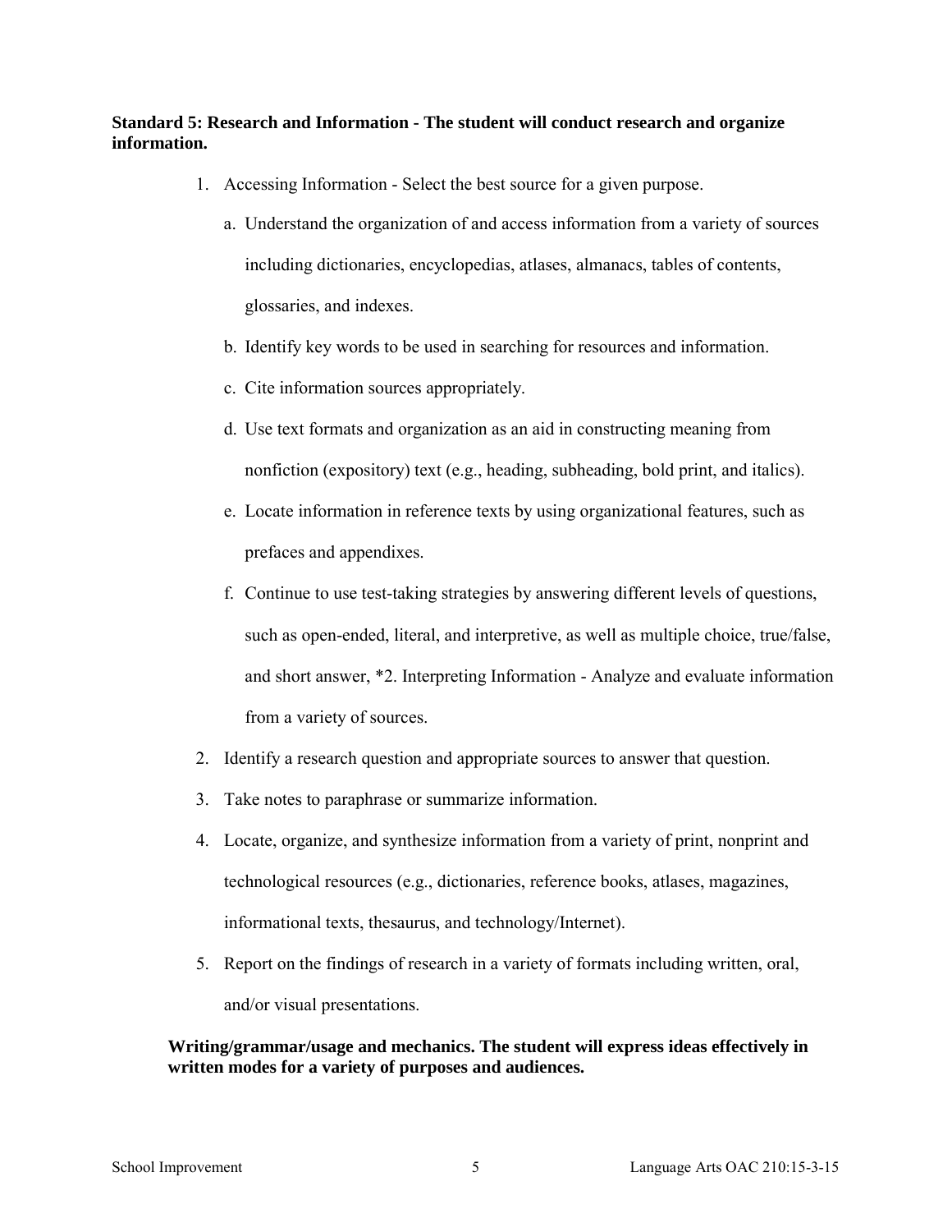**Standard 5: Research and Information - The student will conduct research and organize information.**

1. Accessing Information - Select the best source for a given purpose.
   a. Understand the organization of and access information from a variety of sources including dictionaries, encyclopedias, atlases, almanacs, tables of contents, glossaries, and indexes.
   b. Identify key words to be used in searching for resources and information.
   c. Cite information sources appropriately.
   d. Use text formats and organization as an aid in constructing meaning from nonfiction (expository) text (e.g., heading, subheading, bold print, and italics).
   e. Locate information in reference texts by using organizational features, such as prefaces and appendixes.
   f. Continue to use test-taking strategies by answering different levels of questions, such as open-ended, literal, and interpretive, as well as multiple choice, true/false, and short answer, *2. Interpreting Information - Analyze and evaluate information from a variety of sources.
2. Identify a research question and appropriate sources to answer that question.
3. Take notes to paraphrase or summarize information.
4. Locate, organize, and synthesize information from a variety of print, nonprint and technological resources (e.g., dictionaries, reference books, atlases, magazines, informational texts, thesaurus, and technology/Internet).
5. Report on the findings of research in a variety of formats including written, oral, and/or visual presentations.

**Writing/grammar/usage and mechanics. The student will express ideas effectively in written modes for a variety of purposes and audiences.**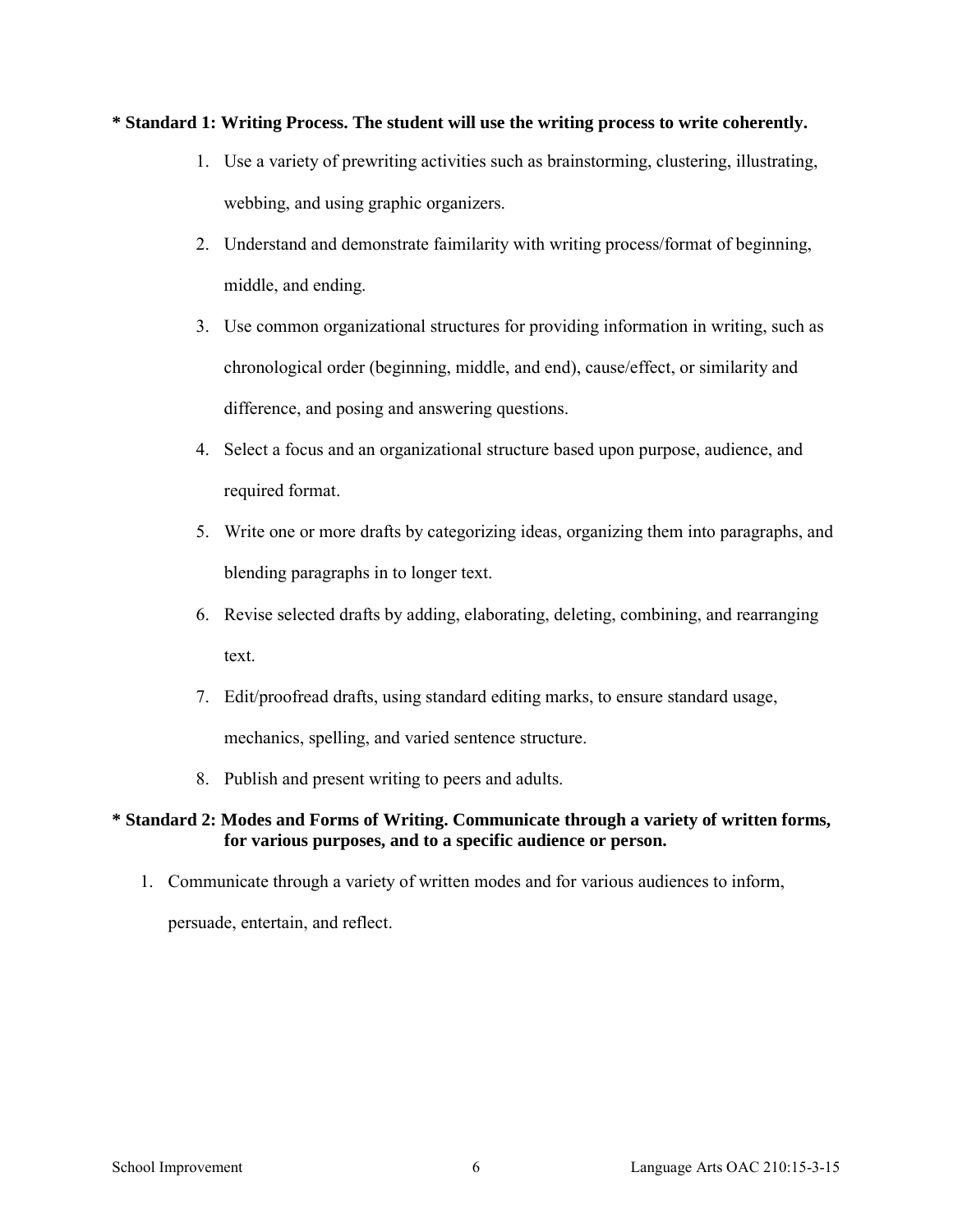**\* Standard 1: Writing Process. The student will use the writing process to write coherently.**

1. Use a variety of prewriting activities such as brainstorming, clustering, illustrating, webbing, and using graphic organizers.
2. Understand and demonstrate faimilarity with writing process/format of beginning, middle, and ending.
3. Use common organizational structures for providing information in writing, such as chronological order (beginning, middle, and end), cause/effect, or similarity and difference, and posing and answering questions.
4. Select a focus and an organizational structure based upon purpose, audience, and required format.
5. Write one or more drafts by categorizing ideas, organizing them into paragraphs, and blending paragraphs in to longer text.
6. Revise selected drafts by adding, elaborating, deleting, combining, and rearranging text.
7. Edit/proofread drafts, using standard editing marks, to ensure standard usage, mechanics, spelling, and varied sentence structure.
8. Publish and present writing to peers and adults.

**\* Standard 2: Modes and Forms of Writing. Communicate through a variety of written forms, for various purposes, and to a specific audience or person.**

1. Communicate through a variety of written modes and for various audiences to inform, persuade, entertain, and reflect.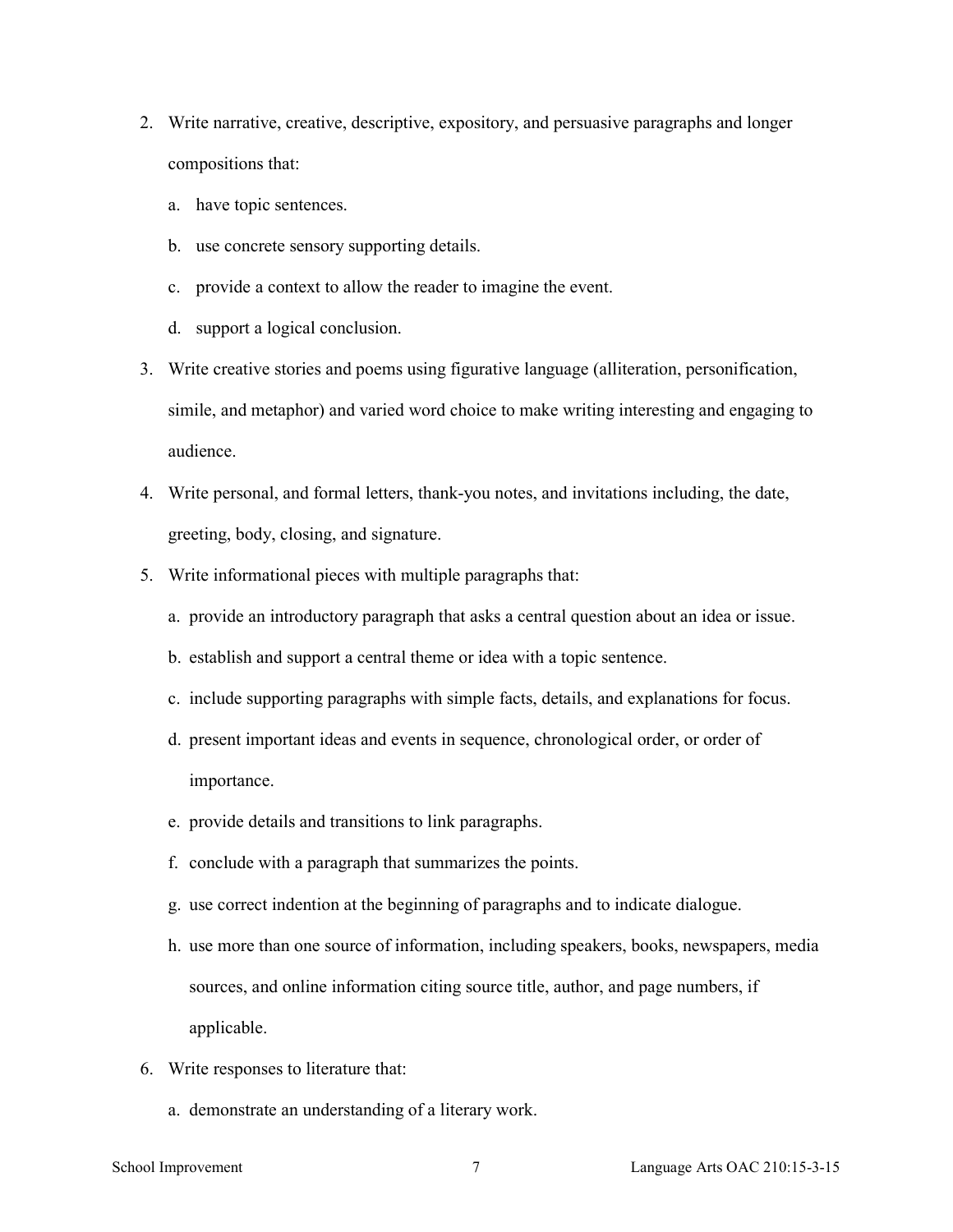2. Write narrative, creative, descriptive, expository, and persuasive paragraphs and longer compositions that:
   a. have topic sentences.
   b. use concrete sensory supporting details.
   c. provide a context to allow the reader to imagine the event.
   d. support a logical conclusion.
3. Write creative stories and poems using figurative language (alliteration, personification, simile, and metaphor) and varied word choice to make writing interesting and engaging to audience.
4. Write personal, and formal letters, thank-you notes, and invitations including, the date, greeting, body, closing, and signature.
5. Write informational pieces with multiple paragraphs that:
   a. provide an introductory paragraph that asks a central question about an idea or issue.
   b. establish and support a central theme or idea with a topic sentence.
   c. include supporting paragraphs with simple facts, details, and explanations for focus.
   d. present important ideas and events in sequence, chronological order, or order of importance.
   e. provide details and transitions to link paragraphs.
   f. conclude with a paragraph that summarizes the points.
   g. use correct indention at the beginning of paragraphs and to indicate dialogue.
   h. use more than one source of information, including speakers, books, newspapers, media sources, and online information citing source title, author, and page numbers, if applicable.
6. Write responses to literature that:
   a. demonstrate an understanding of a literary work.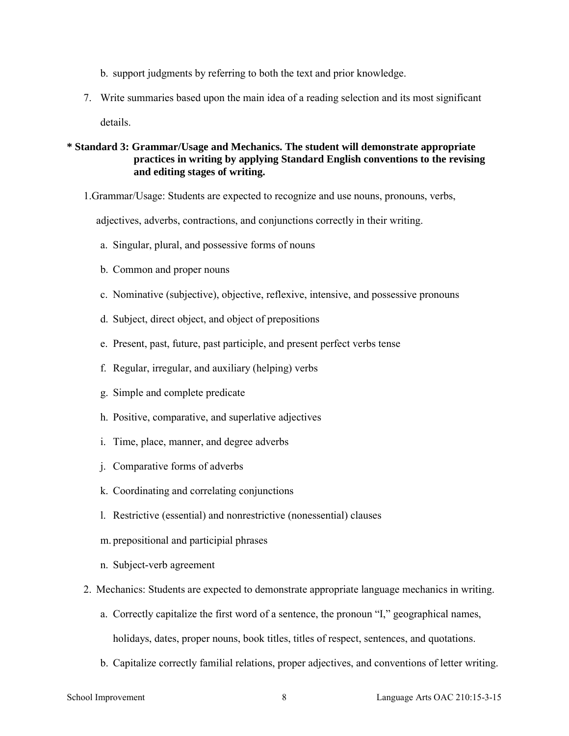b. support judgments by referring to both the text and prior knowledge.

7. Write summaries based upon the main idea of a reading selection and its most significant details.

**\* Standard 3: Grammar/Usage and Mechanics. The student will demonstrate appropriate practices in writing by applying Standard English conventions to the revising and editing stages of writing.**

1. Grammar/Usage: Students are expected to recognize and use nouns, pronouns, verbs, adjectives, adverbs, contractions, and conjunctions correctly in their writing.
   - a. Singular, plural, and possessive forms of nouns
   - b. Common and proper nouns
   - c. Nominative (subjective), objective, reflexive, intensive, and possessive pronouns
   - d. Subject, direct object, and object of prepositions
   - e. Present, past, future, past participle, and present perfect verbs tense
   - f. Regular, irregular, and auxiliary (helping) verbs
   - g. Simple and complete predicate
   - h. Positive, comparative, and superlative adjectives
   - i. Time, place, manner, and degree adverbs
   - j. Comparative forms of adverbs
   - k. Coordinating and correlating conjunctions
   - l. Restrictive (essential) and nonrestrictive (nonessential) clauses
   - m. prepositional and participial phrases
   - n. Subject-verb agreement
2. Mechanics: Students are expected to demonstrate appropriate language mechanics in writing.
   - a. Correctly capitalize the first word of a sentence, the pronoun "I," geographical names, holidays, dates, proper nouns, book titles, titles of respect, sentences, and quotations.
   - b. Capitalize correctly familial relations, proper adjectives, and conventions of letter writing.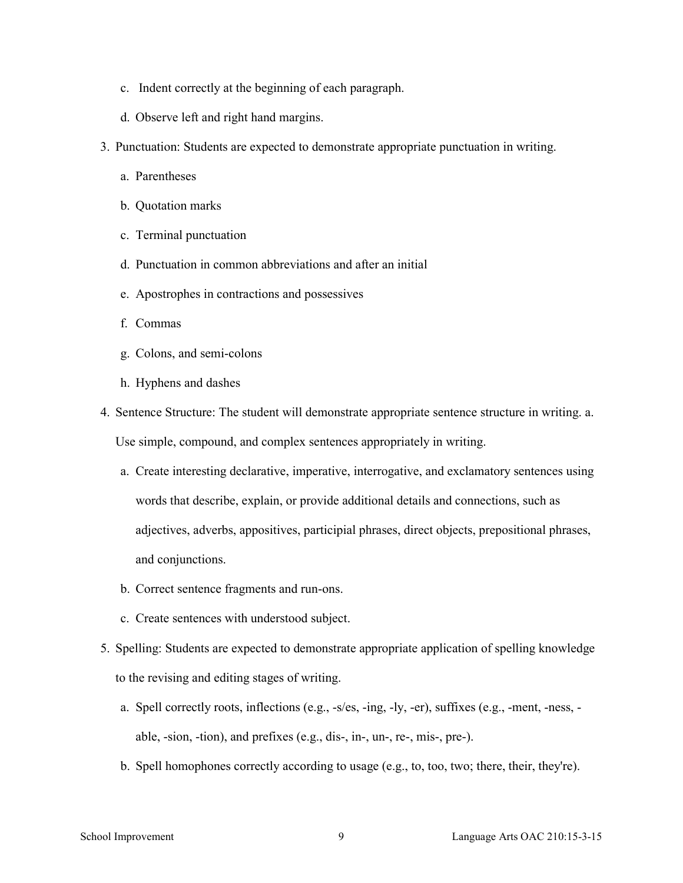c. Indent correctly at the beginning of each paragraph.

d. Observe left and right hand margins.

3. Punctuation: Students are expected to demonstrate appropriate punctuation in writing.

   a. Parentheses

   b. Quotation marks

   c. Terminal punctuation

   d. Punctuation in common abbreviations and after an initial

   e. Apostrophes in contractions and possessives

   f. Commas

   g. Colons, and semi-colons

   h. Hyphens and dashes

4. Sentence Structure: The student will demonstrate appropriate sentence structure in writing. a. Use simple, compound, and complex sentences appropriately in writing.

   a. Create interesting declarative, imperative, interrogative, and exclamatory sentences using words that describe, explain, or provide additional details and connections, such as adjectives, adverbs, appositives, participial phrases, direct objects, prepositional phrases, and conjunctions.

   b. Correct sentence fragments and run-ons.

   c. Create sentences with understood subject.

5. Spelling: Students are expected to demonstrate appropriate application of spelling knowledge to the revising and editing stages of writing.

   a. Spell correctly roots, inflections (e.g., -s/es, -ing, -ly, -er), suffixes (e.g., -ment, -ness, -able, -sion, -tion), and prefixes (e.g., dis-, in-, un-, re-, mis-, pre-).

   b. Spell homophones correctly according to usage (e.g., to, too, two; there, their, they're).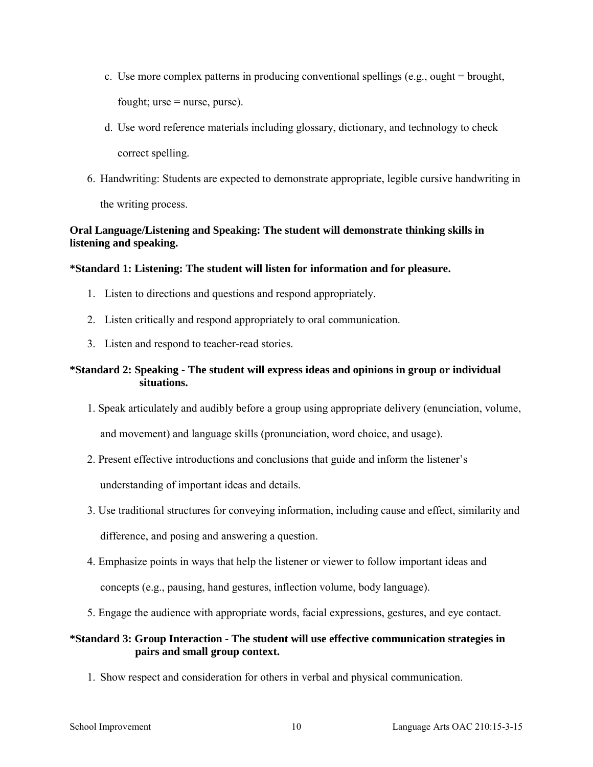c. Use more complex patterns in producing conventional spellings (e.g., ought = brought, fought; urse = nurse, purse).

d. Use word reference materials including glossary, dictionary, and technology to check correct spelling.

6. Handwriting: Students are expected to demonstrate appropriate, legible cursive handwriting in the writing process.

**Oral Language/Listening and Speaking: The student will demonstrate thinking skills in listening and speaking.**

**\*Standard 1: Listening: The student will listen for information and for pleasure.**

1. Listen to directions and questions and respond appropriately.
2. Listen critically and respond appropriately to oral communication.
3. Listen and respond to teacher-read stories.

**\*Standard 2: Speaking - The student will express ideas and opinions in group or individual situations.**

1. Speak articulately and audibly before a group using appropriate delivery (enunciation, volume, and movement) and language skills (pronunciation, word choice, and usage).
2. Present effective introductions and conclusions that guide and inform the listener's understanding of important ideas and details.
3. Use traditional structures for conveying information, including cause and effect, similarity and difference, and posing and answering a question.
4. Emphasize points in ways that help the listener or viewer to follow important ideas and concepts (e.g., pausing, hand gestures, inflection volume, body language).
5. Engage the audience with appropriate words, facial expressions, gestures, and eye contact.

**\*Standard 3: Group Interaction - The student will use effective communication strategies in pairs and small group context.**

1. Show respect and consideration for others in verbal and physical communication.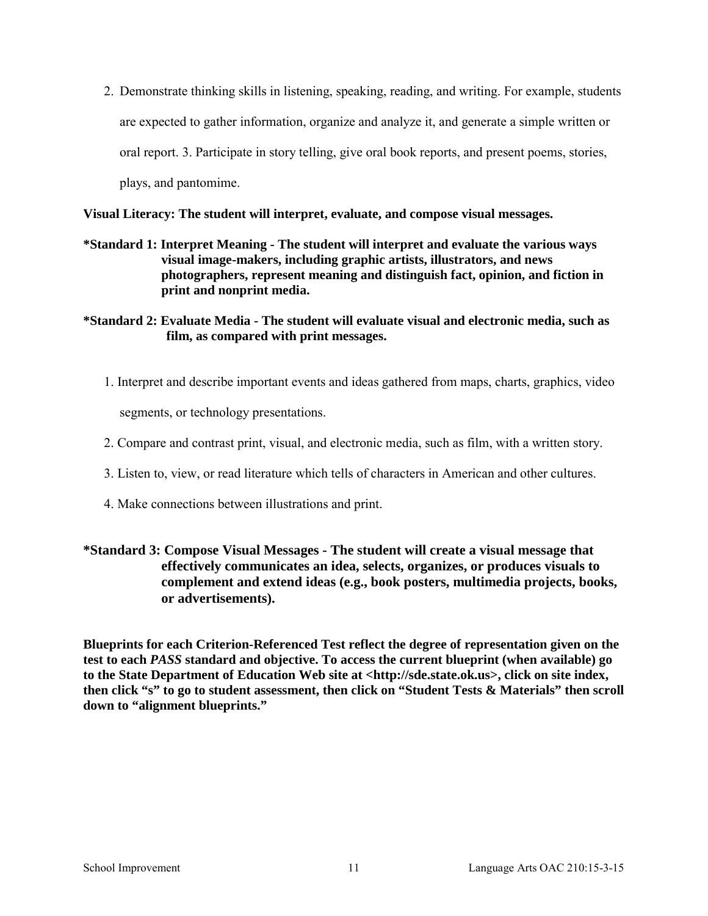2. Demonstrate thinking skills in listening, speaking, reading, and writing. For example, students are expected to gather information, organize and analyze it, and generate a simple written or oral report. 3. Participate in story telling, give oral book reports, and present poems, stories, plays, and pantomime.

**Visual Literacy: The student will interpret, evaluate, and compose visual messages.**

**\*Standard 1: Interpret Meaning - The student will interpret and evaluate the various ways visual image-makers, including graphic artists, illustrators, and news photographers, represent meaning and distinguish fact, opinion, and fiction in print and nonprint media.**

**\*Standard 2: Evaluate Media - The student will evaluate visual and electronic media, such as film, as compared with print messages.**

1. Interpret and describe important events and ideas gathered from maps, charts, graphics, video segments, or technology presentations.
2. Compare and contrast print, visual, and electronic media, such as film, with a written story.
3. Listen to, view, or read literature which tells of characters in American and other cultures.
4. Make connections between illustrations and print.

**\*Standard 3: Compose Visual Messages - The student will create a visual message that effectively communicates an idea, selects, organizes, or produces visuals to complement and extend ideas (e.g., book posters, multimedia projects, books, or advertisements).**

**Blueprints for each Criterion-Referenced Test reflect the degree of representation given on the test to each *PASS* standard and objective. To access the current blueprint (when available) go to the State Department of Education Web site at <http://sde.state.ok.us>, click on site index, then click "s" to go to student assessment, then click on "Student Tests & Materials" then scroll down to "alignment blueprints."**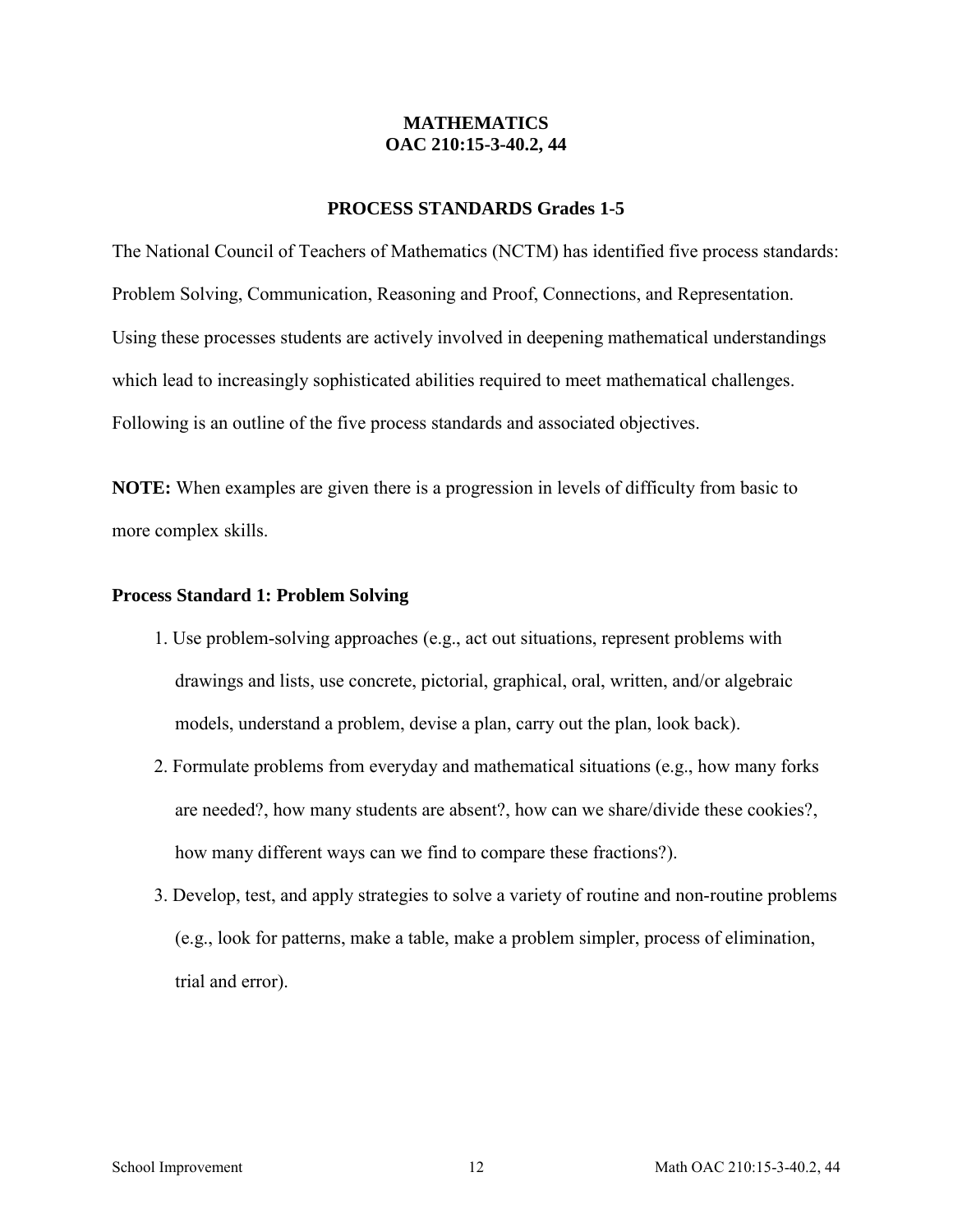# MATHEMATICS
# OAC 210:15-3-40.2, 44

## PROCESS STANDARDS Grades 1-5

The National Council of Teachers of Mathematics (NCTM) has identified five process standards: Problem Solving, Communication, Reasoning and Proof, Connections, and Representation. Using these processes students are actively involved in deepening mathematical understandings which lead to increasingly sophisticated abilities required to meet mathematical challenges. Following is an outline of the five process standards and associated objectives.

**NOTE:** When examples are given there is a progression in levels of difficulty from basic to more complex skills.

### Process Standard 1: Problem Solving

1. Use problem-solving approaches (e.g., act out situations, represent problems with drawings and lists, use concrete, pictorial, graphical, oral, written, and/or algebraic models, understand a problem, devise a plan, carry out the plan, look back).
2. Formulate problems from everyday and mathematical situations (e.g., how many forks are needed?, how many students are absent?, how can we share/divide these cookies?, how many different ways can we find to compare these fractions?).
3. Develop, test, and apply strategies to solve a variety of routine and non-routine problems (e.g., look for patterns, make a table, make a problem simpler, process of elimination, trial and error).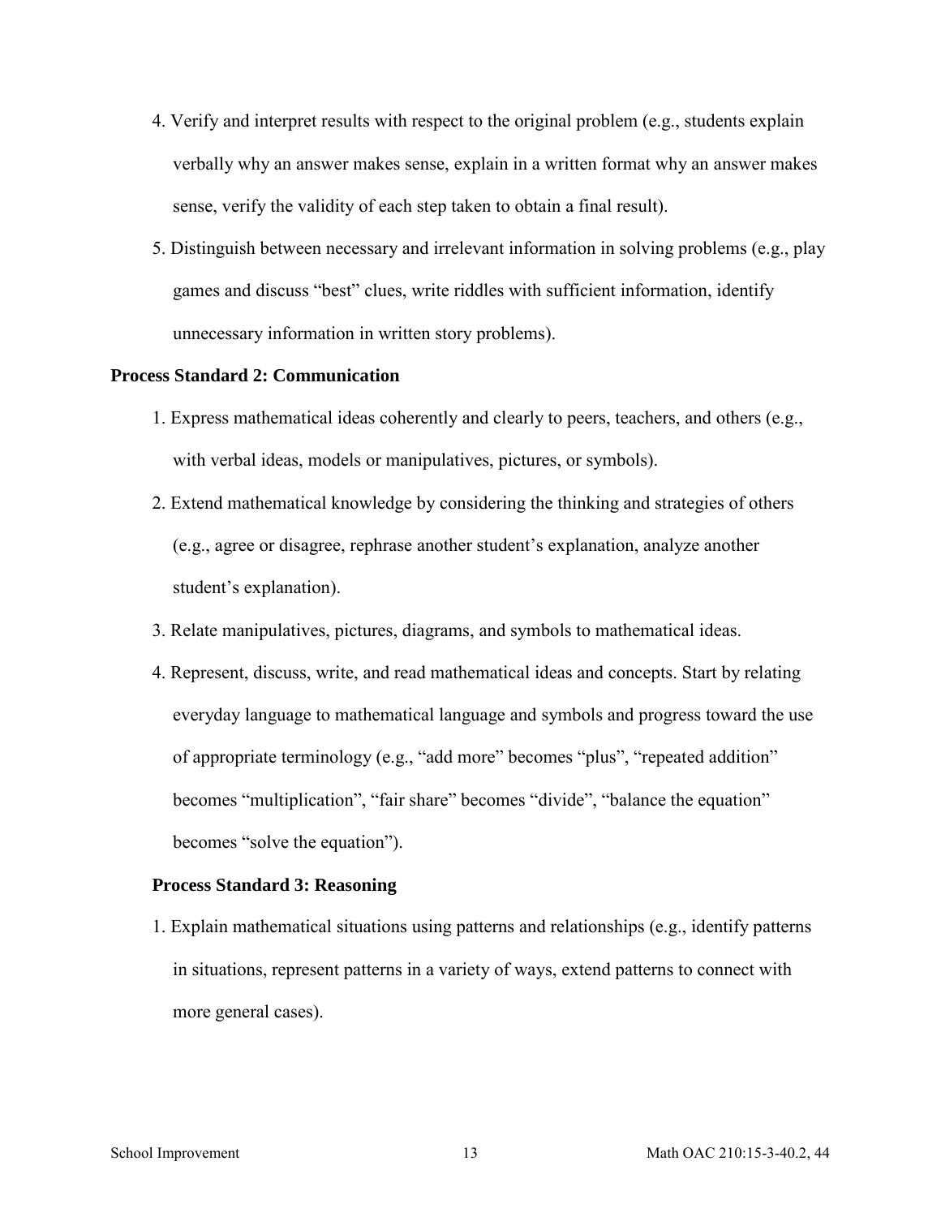4. Verify and interpret results with respect to the original problem (e.g., students explain verbally why an answer makes sense, explain in a written format why an answer makes sense, verify the validity of each step taken to obtain a final result).
5. Distinguish between necessary and irrelevant information in solving problems (e.g., play games and discuss "best" clues, write riddles with sufficient information, identify unnecessary information in written story problems).

**Process Standard 2: Communication**

1. Express mathematical ideas coherently and clearly to peers, teachers, and others (e.g., with verbal ideas, models or manipulatives, pictures, or symbols).
2. Extend mathematical knowledge by considering the thinking and strategies of others (e.g., agree or disagree, rephrase another student's explanation, analyze another student's explanation).
3. Relate manipulatives, pictures, diagrams, and symbols to mathematical ideas.
4. Represent, discuss, write, and read mathematical ideas and concepts. Start by relating everyday language to mathematical language and symbols and progress toward the use of appropriate terminology (e.g., "add more" becomes "plus", "repeated addition" becomes "multiplication", "fair share" becomes "divide", "balance the equation" becomes "solve the equation").

**Process Standard 3: Reasoning**

1. Explain mathematical situations using patterns and relationships (e.g., identify patterns in situations, represent patterns in a variety of ways, extend patterns to connect with more general cases).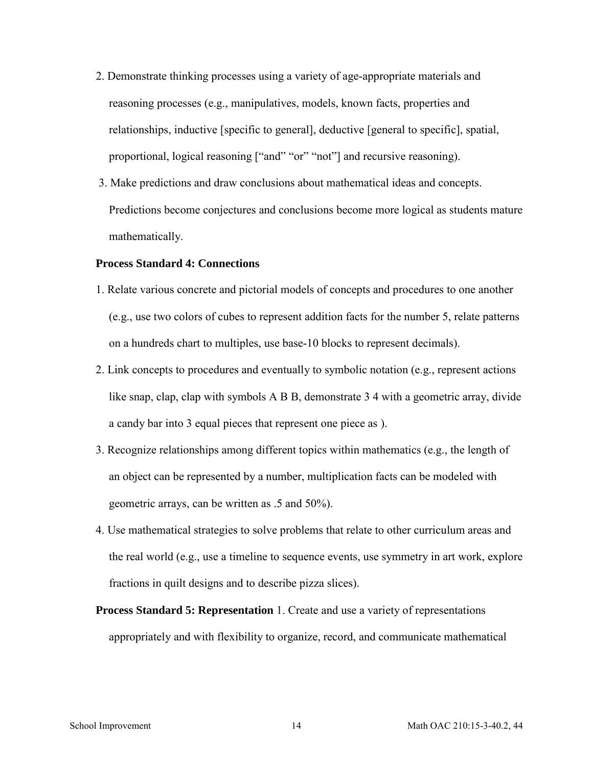2. Demonstrate thinking processes using a variety of age-appropriate materials and reasoning processes (e.g., manipulatives, models, known facts, properties and relationships, inductive [specific to general], deductive [general to specific], spatial, proportional, logical reasoning ["and" "or" "not"] and recursive reasoning).

3. Make predictions and draw conclusions about mathematical ideas and concepts. Predictions become conjectures and conclusions become more logical as students mature mathematically.

**Process Standard 4: Connections**

1. Relate various concrete and pictorial models of concepts and procedures to one another (e.g., use two colors of cubes to represent addition facts for the number 5, relate patterns on a hundreds chart to multiples, use base-10 blocks to represent decimals).
2. Link concepts to procedures and eventually to symbolic notation (e.g., represent actions like snap, clap, clap with symbols A B B, demonstrate 3 4 with a geometric array, divide a candy bar into 3 equal pieces that represent one piece as ).
3. Recognize relationships among different topics within mathematics (e.g., the length of an object can be represented by a number, multiplication facts can be modeled with geometric arrays, can be written as .5 and 50%).
4. Use mathematical strategies to solve problems that relate to other curriculum areas and the real world (e.g., use a timeline to sequence events, use symmetry in art work, explore fractions in quilt designs and to describe pizza slices).

**Process Standard 5: Representation** 1. Create and use a variety of representations appropriately and with flexibility to organize, record, and communicate mathematical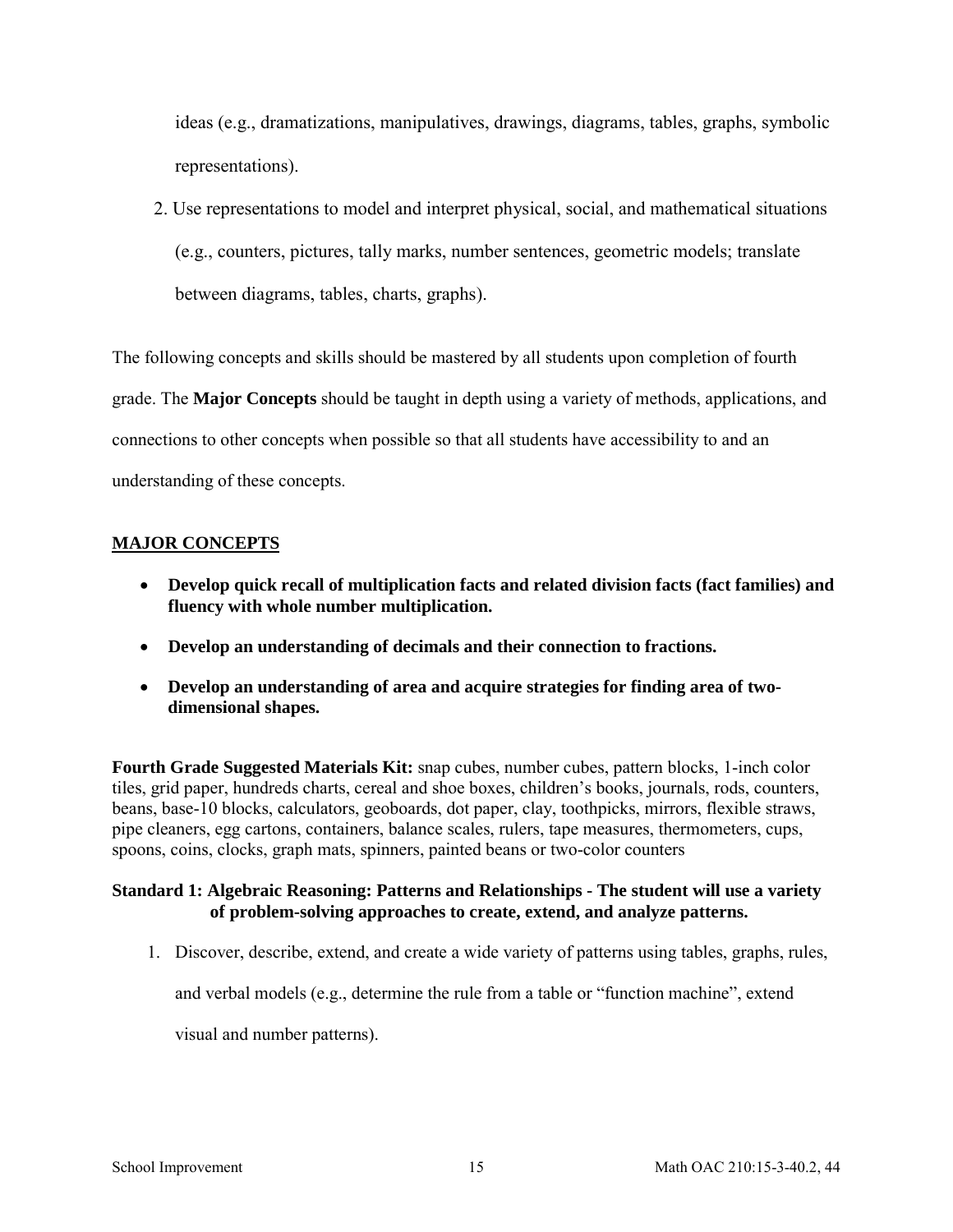ideas (e.g., dramatizations, manipulatives, drawings, diagrams, tables, graphs, symbolic representations).

2. Use representations to model and interpret physical, social, and mathematical situations (e.g., counters, pictures, tally marks, number sentences, geometric models; translate between diagrams, tables, charts, graphs).

The following concepts and skills should be mastered by all students upon completion of fourth grade. The **Major Concepts** should be taught in depth using a variety of methods, applications, and connections to other concepts when possible so that all students have accessibility to and an understanding of these concepts.

## MAJOR CONCEPTS

- **Develop quick recall of multiplication facts and related division facts (fact families) and fluency with whole number multiplication.**
- **Develop an understanding of decimals and their connection to fractions.**
- **Develop an understanding of area and acquire strategies for finding area of two-dimensional shapes.**

**Fourth Grade Suggested Materials Kit:** snap cubes, number cubes, pattern blocks, 1-inch color tiles, grid paper, hundreds charts, cereal and shoe boxes, children's books, journals, rods, counters, beans, base-10 blocks, calculators, geoboards, dot paper, clay, toothpicks, mirrors, flexible straws, pipe cleaners, egg cartons, containers, balance scales, rulers, tape measures, thermometers, cups, spoons, coins, clocks, graph mats, spinners, painted beans or two-color counters

### Standard 1: Algebraic Reasoning: Patterns and Relationships - The student will use a variety of problem-solving approaches to create, extend, and analyze patterns.

1. Discover, describe, extend, and create a wide variety of patterns using tables, graphs, rules, and verbal models (e.g., determine the rule from a table or "function machine", extend visual and number patterns).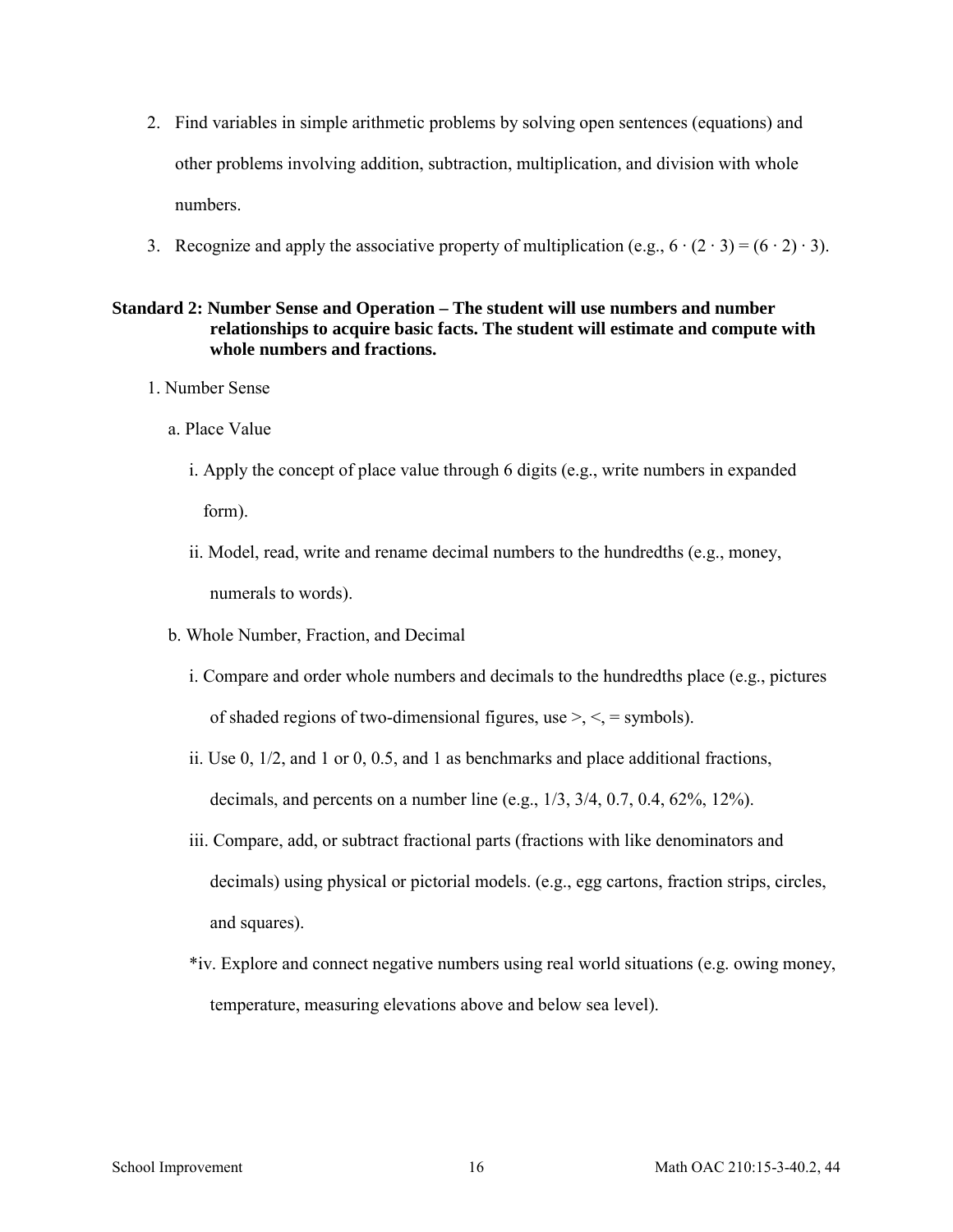2. Find variables in simple arithmetic problems by solving open sentences (equations) and other problems involving addition, subtraction, multiplication, and division with whole numbers.
3. Recognize and apply the associative property of multiplication (e.g., $6 \cdot (2 \cdot 3) = (6 \cdot 2) \cdot 3$).

**Standard 2: Number Sense and Operation – The student will use numbers and number relationships to acquire basic facts. The student will estimate and compute with whole numbers and fractions.**

1. Number Sense
   - a. Place Value
     - i. Apply the concept of place value through 6 digits (e.g., write numbers in expanded form).
     - ii. Model, read, write and rename decimal numbers to the hundredths (e.g., money, numerals to words).
   - b. Whole Number, Fraction, and Decimal
     - i. Compare and order whole numbers and decimals to the hundredths place (e.g., pictures of shaded regions of two-dimensional figures, use >, <, = symbols).
     - ii. Use 0, 1/2, and 1 or 0, 0.5, and 1 as benchmarks and place additional fractions, decimals, and percents on a number line (e.g., 1/3, 3/4, 0.7, 0.4, 62%, 12%).
     - iii. Compare, add, or subtract fractional parts (fractions with like denominators and decimals) using physical or pictorial models. (e.g., egg cartons, fraction strips, circles, and squares).
     - *iv. Explore and connect negative numbers using real world situations (e.g. owing money, temperature, measuring elevations above and below sea level).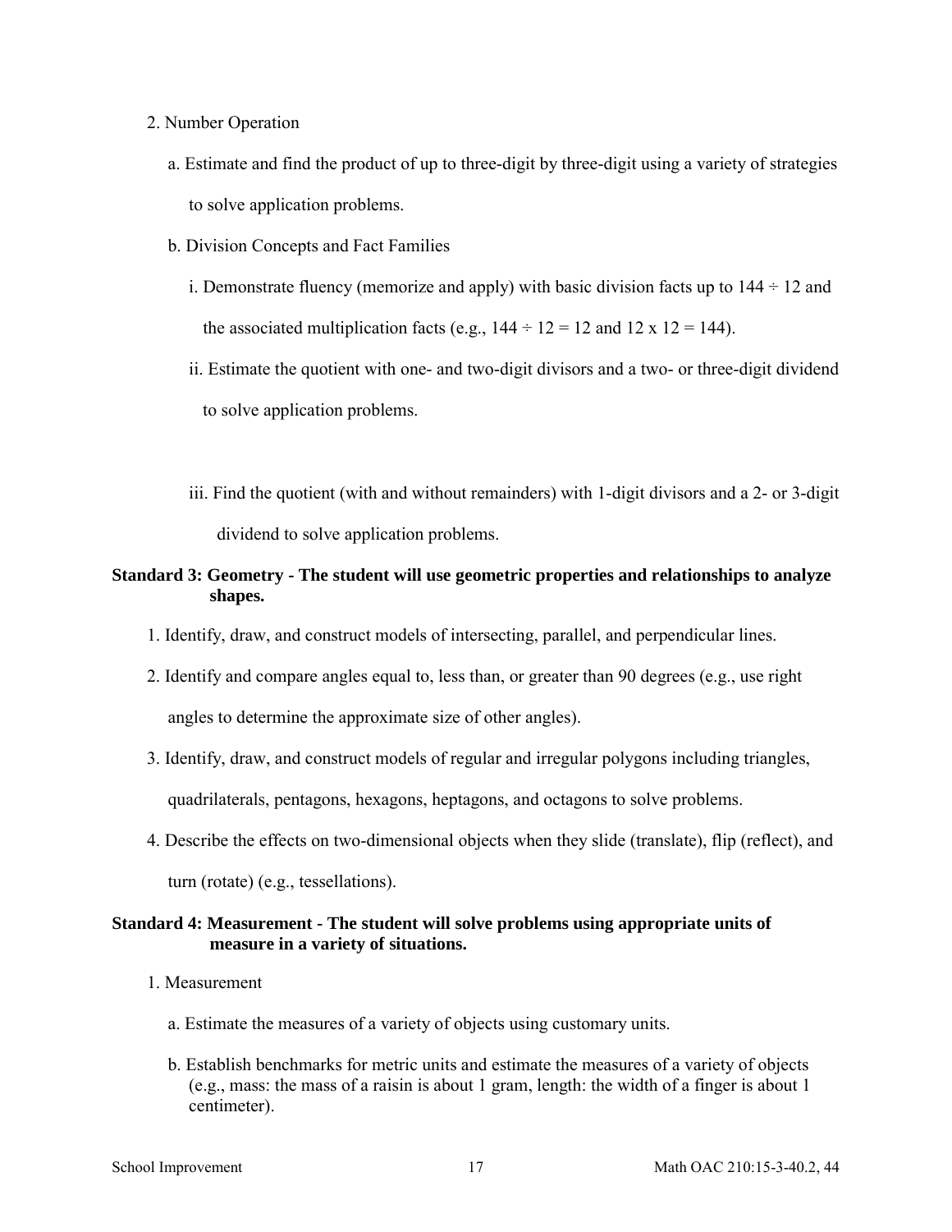2. Number Operation

    a. Estimate and find the product of up to three-digit by three-digit using a variety of strategies to solve application problems.

    b. Division Concepts and Fact Families

        i. Demonstrate fluency (memorize and apply) with basic division facts up to $144 \div 12$ and the associated multiplication facts (e.g., $144 \div 12 = 12$ and $12 \times 12 = 144$).

        ii. Estimate the quotient with one- and two-digit divisors and a two- or three-digit dividend to solve application problems.

        iii. Find the quotient (with and without remainders) with 1-digit divisors and a 2- or 3-digit dividend to solve application problems.

**Standard 3: Geometry - The student will use geometric properties and relationships to analyze shapes.**

1. Identify, draw, and construct models of intersecting, parallel, and perpendicular lines.
2. Identify and compare angles equal to, less than, or greater than 90 degrees (e.g., use right angles to determine the approximate size of other angles).
3. Identify, draw, and construct models of regular and irregular polygons including triangles, quadrilaterals, pentagons, hexagons, heptagons, and octagons to solve problems.
4. Describe the effects on two-dimensional objects when they slide (translate), flip (reflect), and turn (rotate) (e.g., tessellations).

**Standard 4: Measurement - The student will solve problems using appropriate units of measure in a variety of situations.**

1. Measurement

    a. Estimate the measures of a variety of objects using customary units.

    b. Establish benchmarks for metric units and estimate the measures of a variety of objects (e.g., mass: the mass of a raisin is about 1 gram, length: the width of a finger is about 1 centimeter).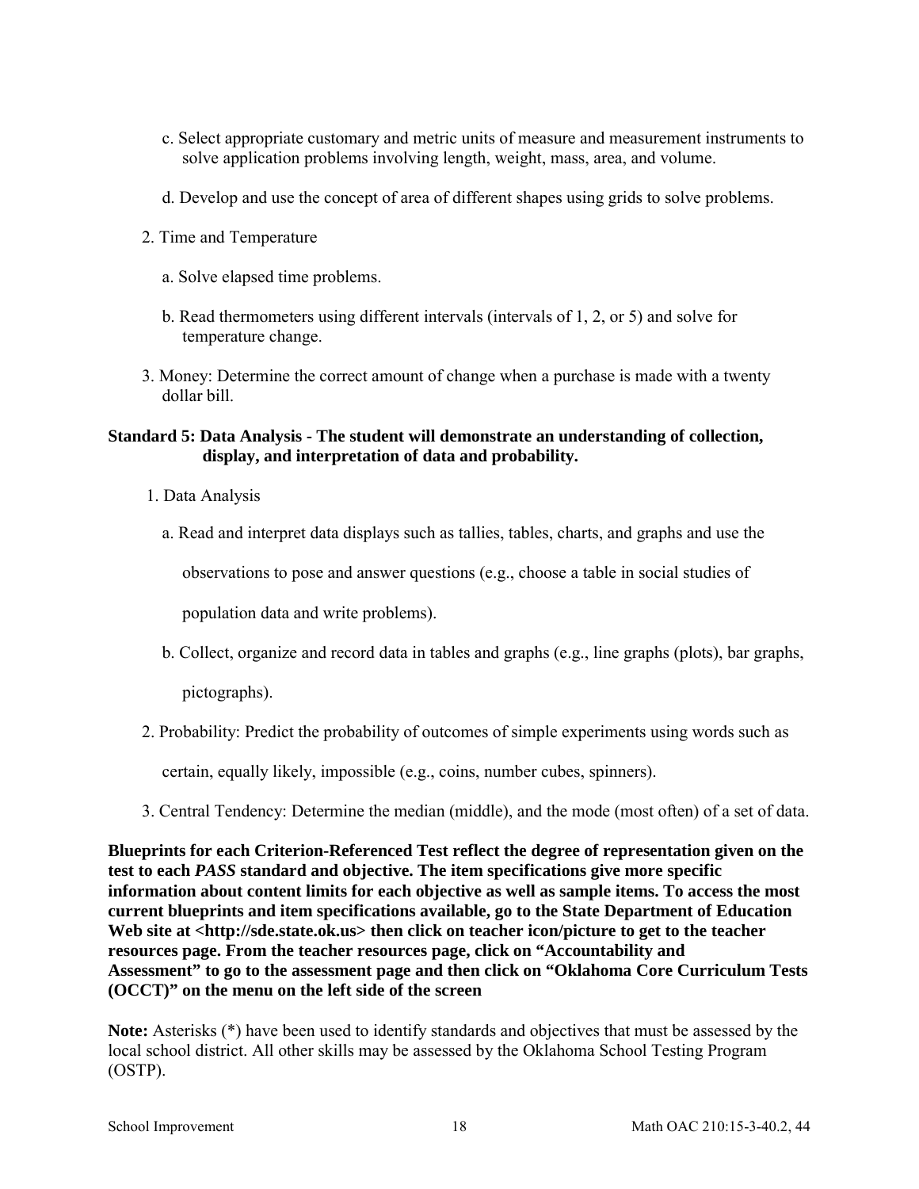c. Select appropriate customary and metric units of measure and measurement instruments to solve application problems involving length, weight, mass, area, and volume.

d. Develop and use the concept of area of different shapes using grids to solve problems.

2. Time and Temperature

a. Solve elapsed time problems.

b. Read thermometers using different intervals (intervals of 1, 2, or 5) and solve for temperature change.

3. Money: Determine the correct amount of change when a purchase is made with a twenty dollar bill.

**Standard 5: Data Analysis - The student will demonstrate an understanding of collection, display, and interpretation of data and probability.**

1. Data Analysis

a. Read and interpret data displays such as tallies, tables, charts, and graphs and use the observations to pose and answer questions (e.g., choose a table in social studies of population data and write problems).

b. Collect, organize and record data in tables and graphs (e.g., line graphs (plots), bar graphs, pictographs).

2. Probability: Predict the probability of outcomes of simple experiments using words such as certain, equally likely, impossible (e.g., coins, number cubes, spinners).

3. Central Tendency: Determine the median (middle), and the mode (most often) of a set of data.

**Blueprints for each Criterion-Referenced Test reflect the degree of representation given on the test to each *PASS* standard and objective. The item specifications give more specific information about content limits for each objective as well as sample items. To access the most current blueprints and item specifications available, go to the State Department of Education Web site at <http://sde.state.ok.us> then click on teacher icon/picture to get to the teacher resources page. From the teacher resources page, click on "Accountability and Assessment" to go to the assessment page and then click on "Oklahoma Core Curriculum Tests (OCCT)" on the menu on the left side of the screen**

**Note:** Asterisks (*) have been used to identify standards and objectives that must be assessed by the local school district. All other skills may be assessed by the Oklahoma School Testing Program (OSTP).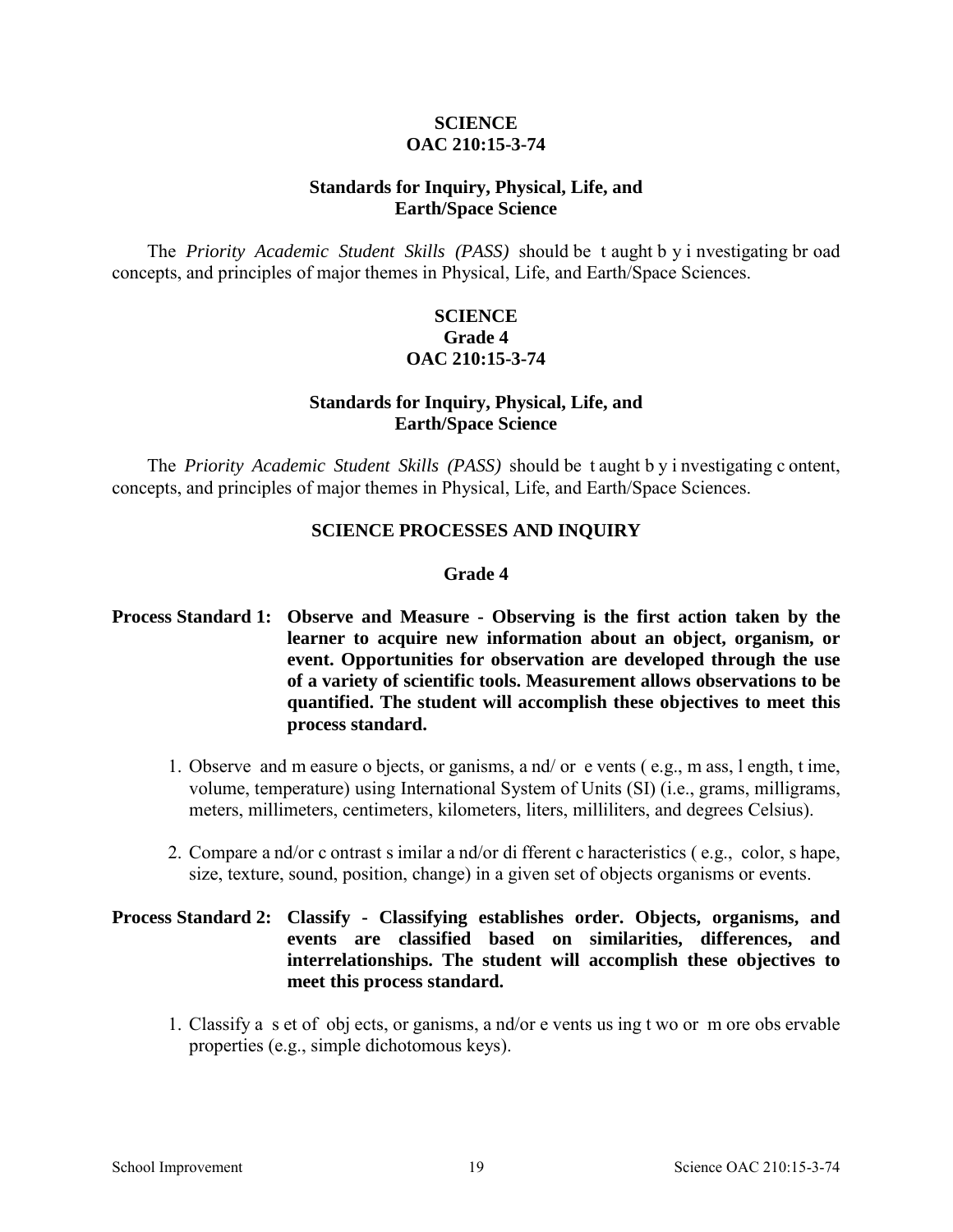# SCIENCE
# OAC 210:15-3-74

## Standards for Inquiry, Physical, Life, and Earth/Space Science

The *Priority Academic Student Skills (PASS)* should be taught by investigating broad concepts, and principles of major themes in Physical, Life, and Earth/Space Sciences.

# SCIENCE
# Grade 4
# OAC 210:15-3-74

## Standards for Inquiry, Physical, Life, and Earth/Space Science

The *Priority Academic Student Skills (PASS)* should be taught by investigating content, concepts, and principles of major themes in Physical, Life, and Earth/Space Sciences.

## SCIENCE PROCESSES AND INQUIRY

### Grade 4

**Process Standard 1: Observe and Measure - Observing is the first action taken by the learner to acquire new information about an object, organism, or event. Opportunities for observation are developed through the use of a variety of scientific tools. Measurement allows observations to be quantified. The student will accomplish these objectives to meet this process standard.**

1. Observe and measure objects, organisms, and/or events (e.g., mass, length, time, volume, temperature) using International System of Units (SI) (i.e., grams, milligrams, meters, millimeters, centimeters, kilometers, liters, milliliters, and degrees Celsius).
2. Compare and/or contrast similar and/or different characteristics (e.g., color, shape, size, texture, sound, position, change) in a given set of objects organisms or events.

**Process Standard 2: Classify - Classifying establishes order. Objects, organisms, and events are classified based on similarities, differences, and interrelationships. The student will accomplish these objectives to meet this process standard.**

1. Classify a set of objects, organisms, and/or events using two or more observable properties (e.g., simple dichotomous keys).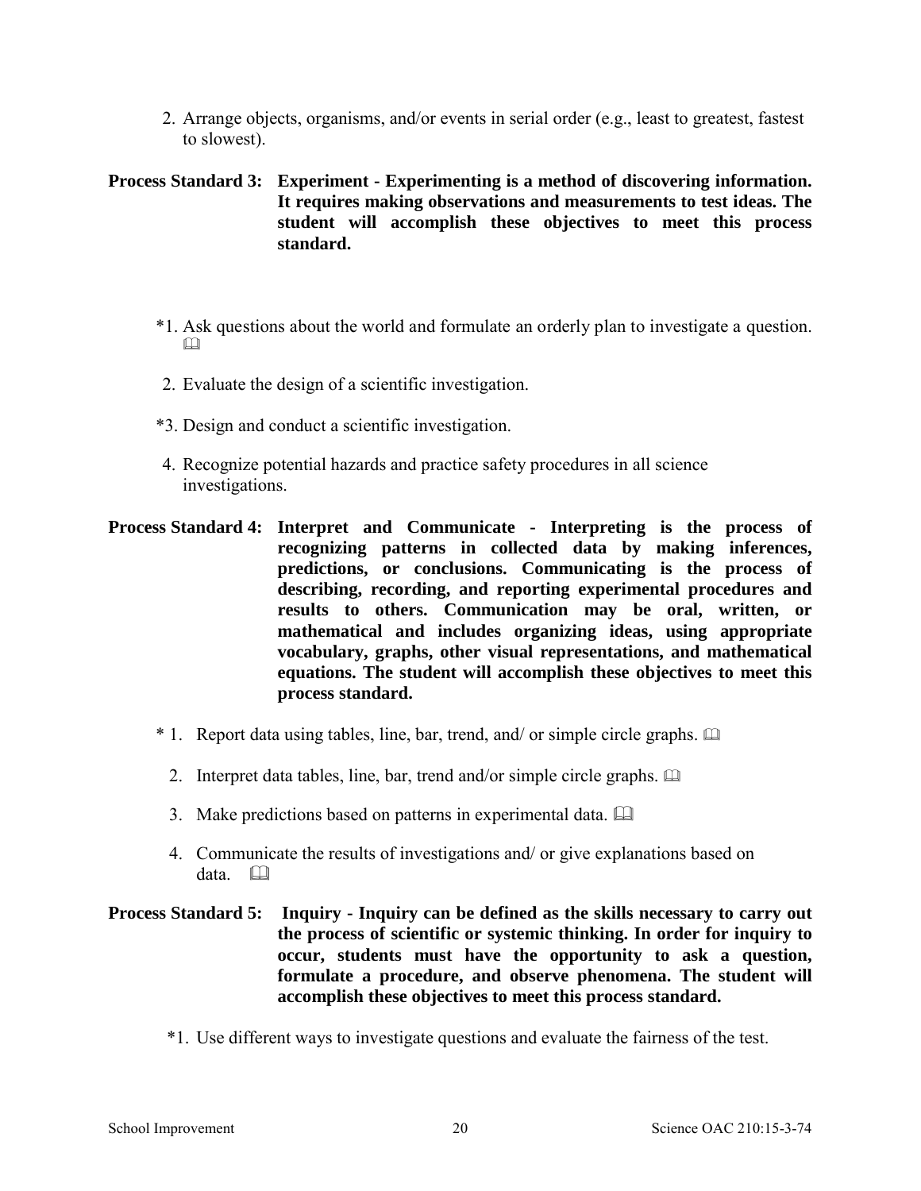2. Arrange objects, organisms, and/or events in serial order (e.g., least to greatest, fastest to slowest).

**Process Standard 3: Experiment - Experimenting is a method of discovering information. It requires making observations and measurements to test ideas. The student will accomplish these objectives to meet this process standard.**

*1. Ask questions about the world and formulate an orderly plan to investigate a question. 📖

2. Evaluate the design of a scientific investigation.

*3. Design and conduct a scientific investigation.

4. Recognize potential hazards and practice safety procedures in all science investigations.

**Process Standard 4: Interpret and Communicate - Interpreting is the process of recognizing patterns in collected data by making inferences, predictions, or conclusions. Communicating is the process of describing, recording, and reporting experimental procedures and results to others. Communication may be oral, written, or mathematical and includes organizing ideas, using appropriate vocabulary, graphs, other visual representations, and mathematical equations. The student will accomplish these objectives to meet this process standard.**

* 1. Report data using tables, line, bar, trend, and/ or simple circle graphs. 📖

2. Interpret data tables, line, bar, trend and/or simple circle graphs. 📖

3. Make predictions based on patterns in experimental data. 📖

4. Communicate the results of investigations and/ or give explanations based on data. 📖

**Process Standard 5: Inquiry - Inquiry can be defined as the skills necessary to carry out the process of scientific or systemic thinking. In order for inquiry to occur, students must have the opportunity to ask a question, formulate a procedure, and observe phenomena. The student will accomplish these objectives to meet this process standard.**

*1. Use different ways to investigate questions and evaluate the fairness of the test.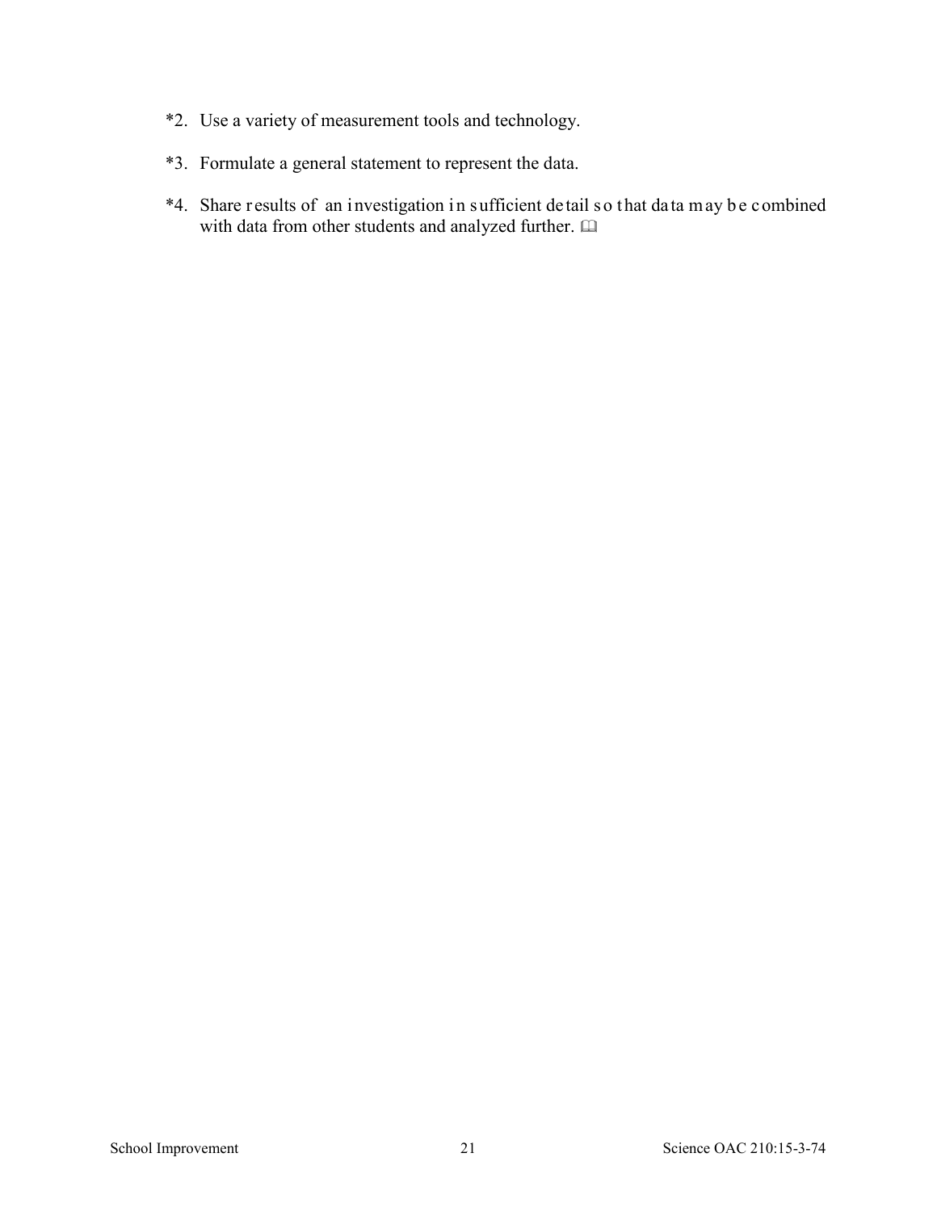*2. Use a variety of measurement tools and technology.

*3. Formulate a general statement to represent the data.

*4. Share results of an investigation in sufficient detail so that data may be combined with data from other students and analyzed further. 📖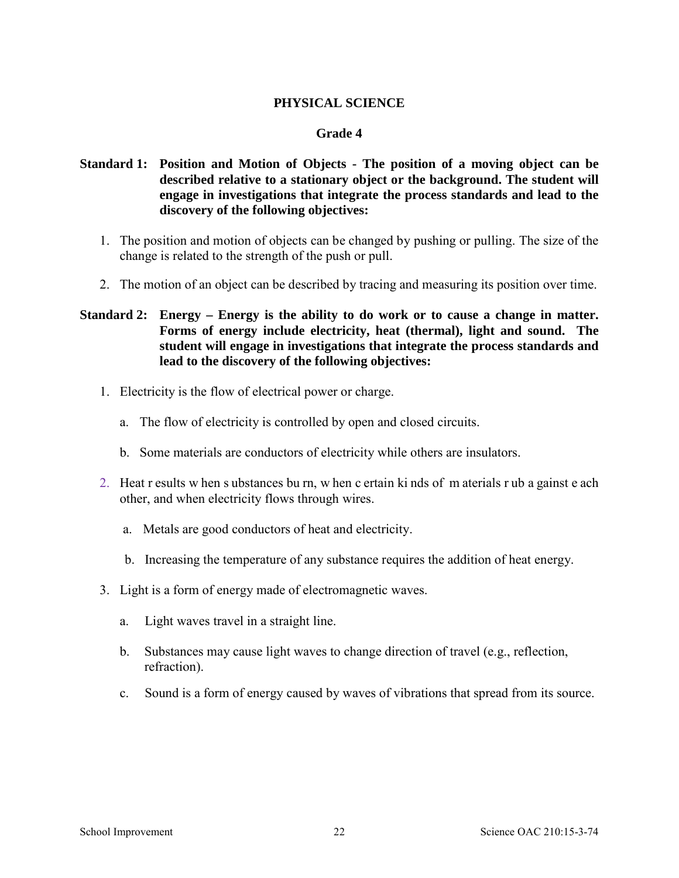# PHYSICAL SCIENCE

## Grade 4

**Standard 1: Position and Motion of Objects - The position of a moving object can be described relative to a stationary object or the background. The student will engage in investigations that integrate the process standards and lead to the discovery of the following objectives:**

1. The position and motion of objects can be changed by pushing or pulling. The size of the change is related to the strength of the push or pull.

2. The motion of an object can be described by tracing and measuring its position over time.

**Standard 2: Energy – Energy is the ability to do work or to cause a change in matter. Forms of energy include electricity, heat (thermal), light and sound. The student will engage in investigations that integrate the process standards and lead to the discovery of the following objectives:**

1. Electricity is the flow of electrical power or charge.

   a. The flow of electricity is controlled by open and closed circuits.

   b. Some materials are conductors of electricity while others are insulators.

2. Heat results when substances burn, when certain kinds of materials rub against each other, and when electricity flows through wires.

   a. Metals are good conductors of heat and electricity.

   b. Increasing the temperature of any substance requires the addition of heat energy.

3. Light is a form of energy made of electromagnetic waves.

   a. Light waves travel in a straight line.

   b. Substances may cause light waves to change direction of travel (e.g., reflection, refraction).

   c. Sound is a form of energy caused by waves of vibrations that spread from its source.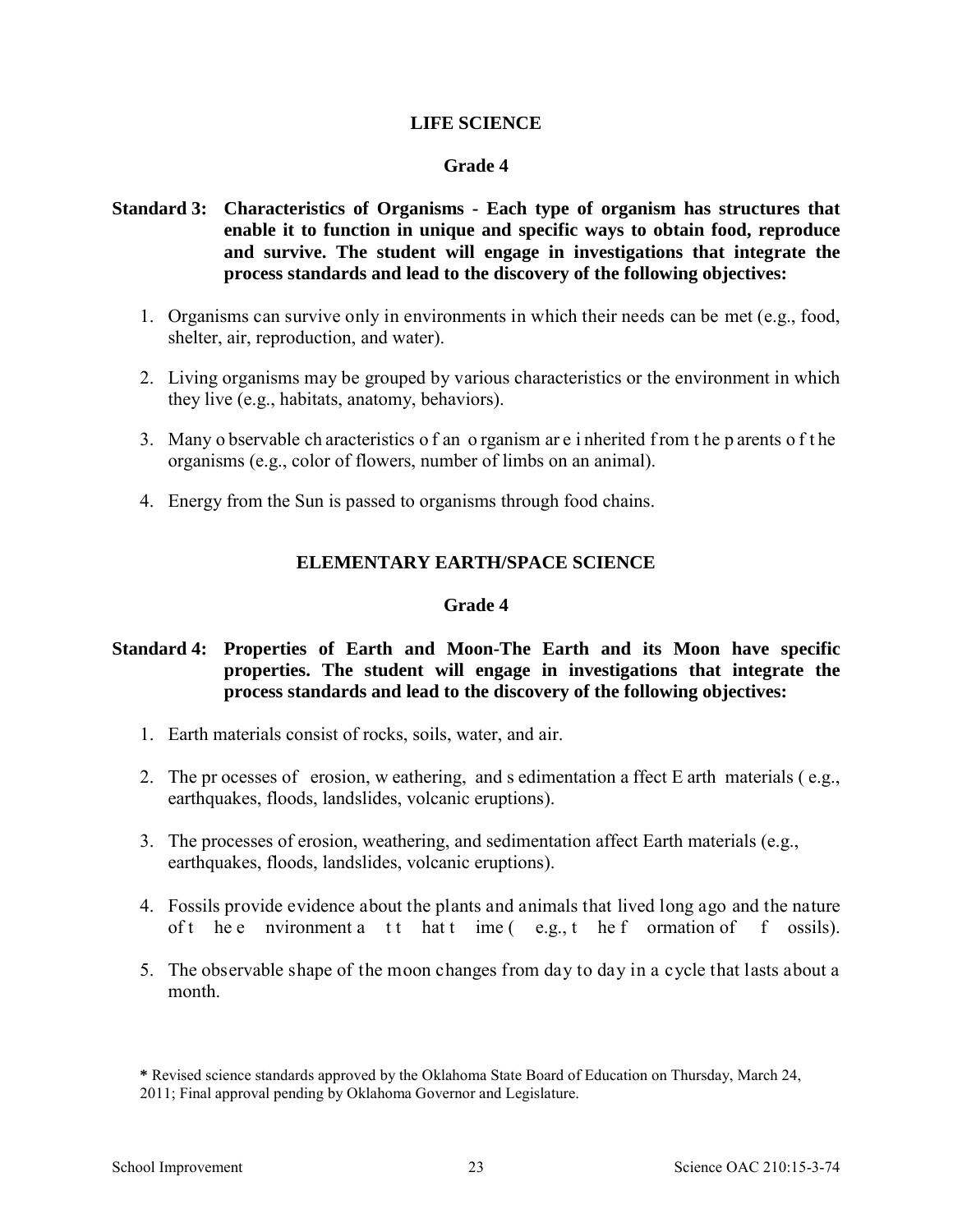**LIFE SCIENCE**

**Grade 4**

**Standard 3: Characteristics of Organisms - Each type of organism has structures that enable it to function in unique and specific ways to obtain food, reproduce and survive. The student will engage in investigations that integrate the process standards and lead to the discovery of the following objectives:**

1. Organisms can survive only in environments in which their needs can be met (e.g., food, shelter, air, reproduction, and water).
2. Living organisms may be grouped by various characteristics or the environment in which they live (e.g., habitats, anatomy, behaviors).
3. Many observable characteristics of an organism are inherited from the parents of the organisms (e.g., color of flowers, number of limbs on an animal).
4. Energy from the Sun is passed to organisms through food chains.

**ELEMENTARY EARTH/SPACE SCIENCE**

**Grade 4**

**Standard 4: Properties of Earth and Moon-The Earth and its Moon have specific properties. The student will engage in investigations that integrate the process standards and lead to the discovery of the following objectives:**

1. Earth materials consist of rocks, soils, water, and air.
2. The processes of erosion, weathering, and sedimentation affect Earth materials (e.g., earthquakes, floods, landslides, volcanic eruptions).
3. The processes of erosion, weathering, and sedimentation affect Earth materials (e.g., earthquakes, floods, landslides, volcanic eruptions).
4. Fossils provide evidence about the plants and animals that lived long ago and the nature of the environment at that time (e.g., the formation of fossils).
5. The observable shape of the moon changes from day to day in a cycle that lasts about a month.

**\*** Revised science standards approved by the Oklahoma State Board of Education on Thursday, March 24, 2011; Final approval pending by Oklahoma Governor and Legislature.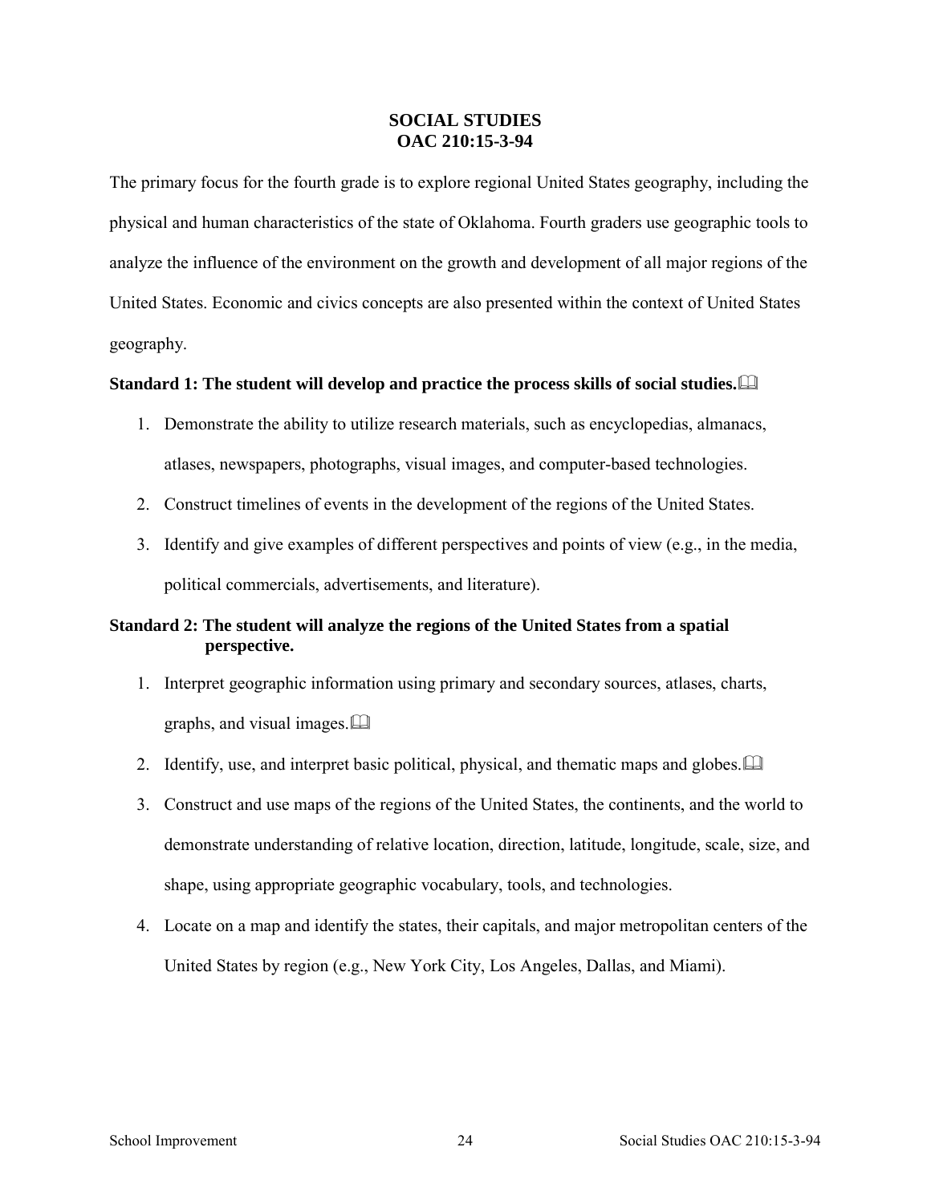# SOCIAL STUDIES
# OAC 210:15-3-94

The primary focus for the fourth grade is to explore regional United States geography, including the physical and human characteristics of the state of Oklahoma. Fourth graders use geographic tools to analyze the influence of the environment on the growth and development of all major regions of the United States. Economic and civics concepts are also presented within the context of United States geography.

**Standard 1: The student will develop and practice the process skills of social studies.**📖

1. Demonstrate the ability to utilize research materials, such as encyclopedias, almanacs, atlases, newspapers, photographs, visual images, and computer-based technologies.
2. Construct timelines of events in the development of the regions of the United States.
3. Identify and give examples of different perspectives and points of view (e.g., in the media, political commercials, advertisements, and literature).

**Standard 2: The student will analyze the regions of the United States from a spatial perspective.**

1. Interpret geographic information using primary and secondary sources, atlases, charts, graphs, and visual images.📖
2. Identify, use, and interpret basic political, physical, and thematic maps and globes.📖
3. Construct and use maps of the regions of the United States, the continents, and the world to demonstrate understanding of relative location, direction, latitude, longitude, scale, size, and shape, using appropriate geographic vocabulary, tools, and technologies.
4. Locate on a map and identify the states, their capitals, and major metropolitan centers of the United States by region (e.g., New York City, Los Angeles, Dallas, and Miami).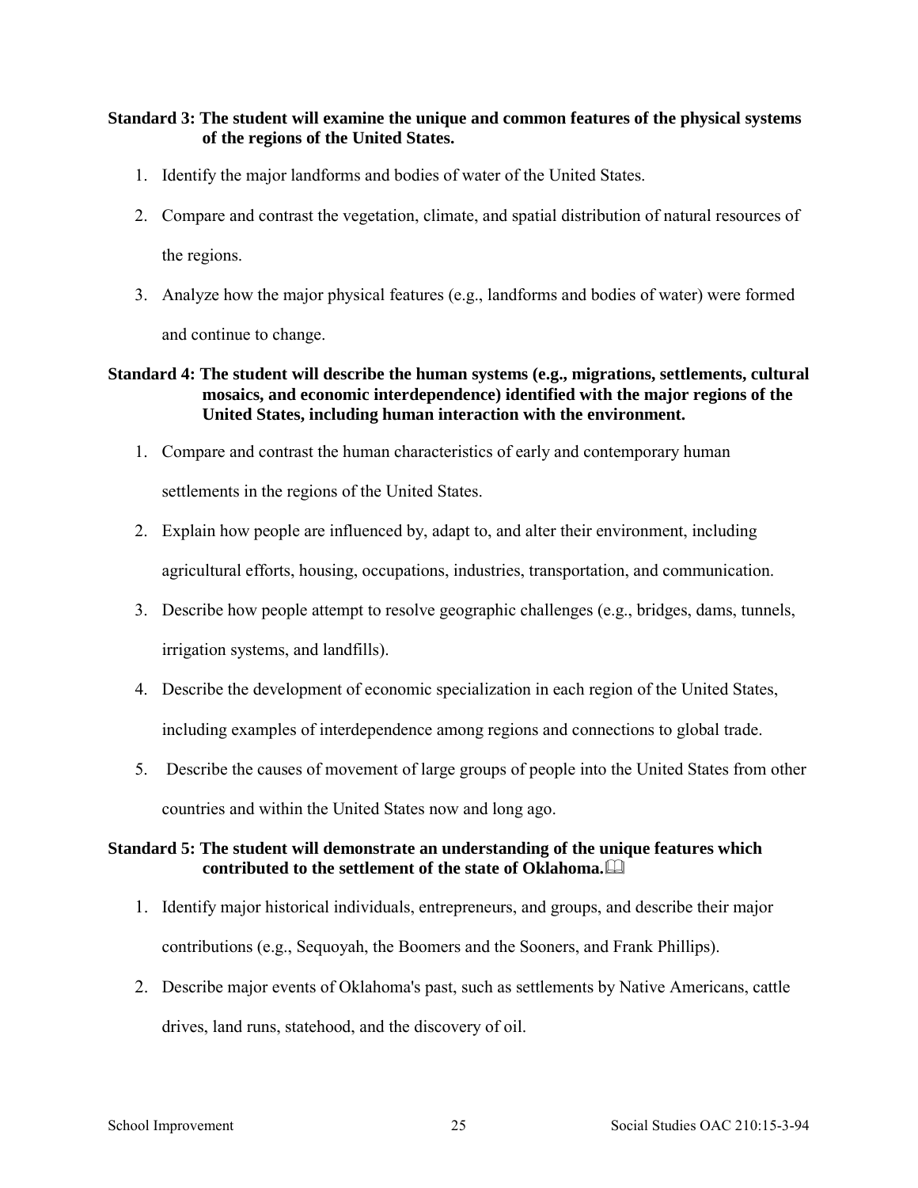**Standard 3: The student will examine the unique and common features of the physical systems of the regions of the United States.**

1. Identify the major landforms and bodies of water of the United States.
2. Compare and contrast the vegetation, climate, and spatial distribution of natural resources of the regions.
3. Analyze how the major physical features (e.g., landforms and bodies of water) were formed and continue to change.

**Standard 4: The student will describe the human systems (e.g., migrations, settlements, cultural mosaics, and economic interdependence) identified with the major regions of the United States, including human interaction with the environment.**

1. Compare and contrast the human characteristics of early and contemporary human settlements in the regions of the United States.
2. Explain how people are influenced by, adapt to, and alter their environment, including agricultural efforts, housing, occupations, industries, transportation, and communication.
3. Describe how people attempt to resolve geographic challenges (e.g., bridges, dams, tunnels, irrigation systems, and landfills).
4. Describe the development of economic specialization in each region of the United States, including examples of interdependence among regions and connections to global trade.
5. Describe the causes of movement of large groups of people into the United States from other countries and within the United States now and long ago.

**Standard 5: The student will demonstrate an understanding of the unique features which contributed to the settlement of the state of Oklahoma.**🕮

1. Identify major historical individuals, entrepreneurs, and groups, and describe their major contributions (e.g., Sequoyah, the Boomers and the Sooners, and Frank Phillips).
2. Describe major events of Oklahoma's past, such as settlements by Native Americans, cattle drives, land runs, statehood, and the discovery of oil.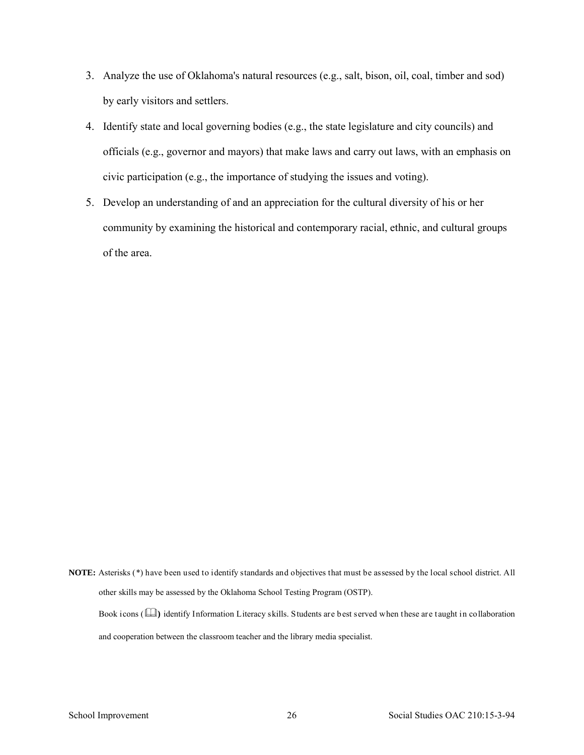3. Analyze the use of Oklahoma's natural resources (e.g., salt, bison, oil, coal, timber and sod) by early visitors and settlers.
4. Identify state and local governing bodies (e.g., the state legislature and city councils) and officials (e.g., governor and mayors) that make laws and carry out laws, with an emphasis on civic participation (e.g., the importance of studying the issues and voting).
5. Develop an understanding of and an appreciation for the cultural diversity of his or her community by examining the historical and contemporary racial, ethnic, and cultural groups of the area.

**NOTE:** Asterisks (*) have been used to identify standards and objectives that must be assessed by the local school district. All other skills may be assessed by the Oklahoma School Testing Program (OSTP).

Book icons (🕮) identify Information Literacy skills. Students are best served when these are taught in collaboration and cooperation between the classroom teacher and the library media specialist.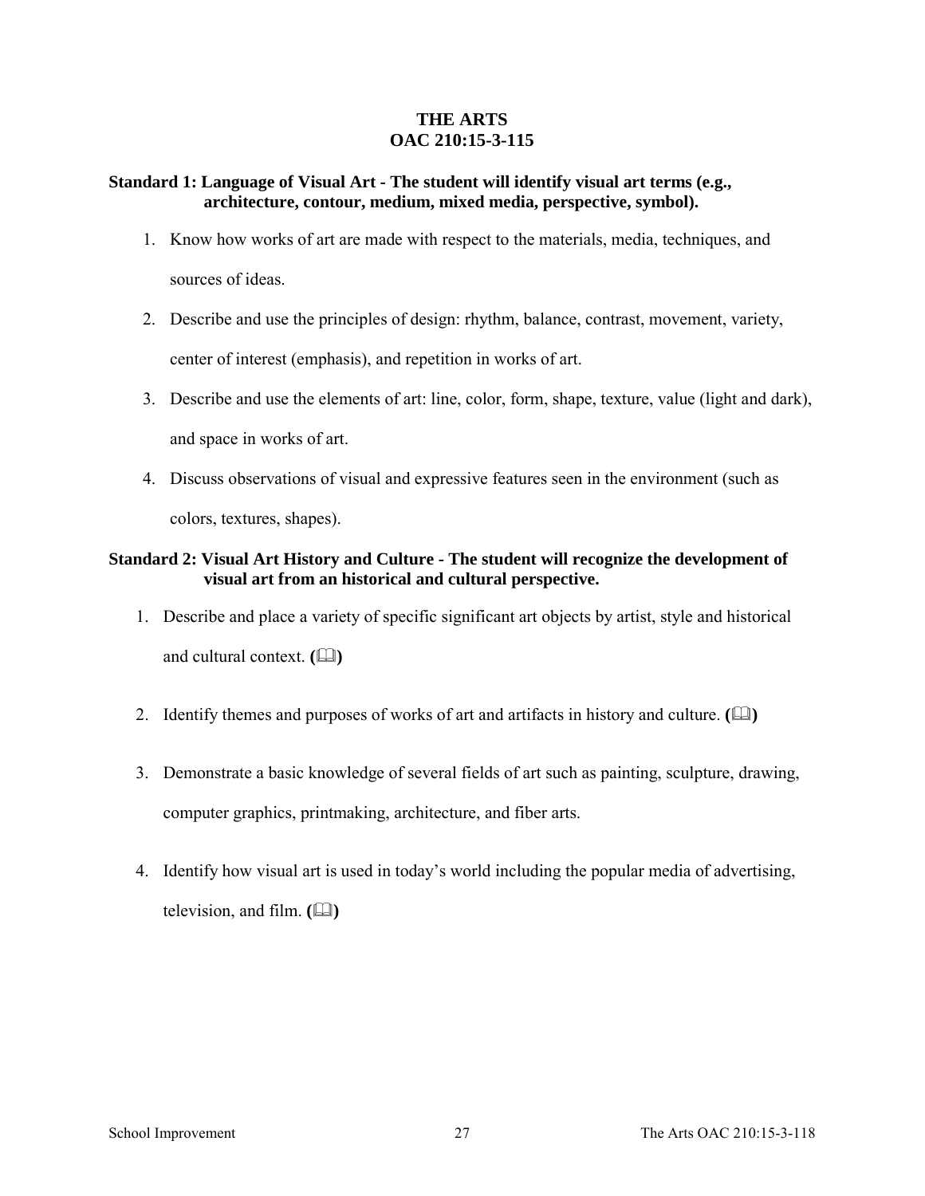# THE ARTS
# OAC 210:15-3-115

**Standard 1: Language of Visual Art - The student will identify visual art terms (e.g., architecture, contour, medium, mixed media, perspective, symbol).**

1. Know how works of art are made with respect to the materials, media, techniques, and sources of ideas.
2. Describe and use the principles of design: rhythm, balance, contrast, movement, variety, center of interest (emphasis), and repetition in works of art.
3. Describe and use the elements of art: line, color, form, shape, texture, value (light and dark), and space in works of art.
4. Discuss observations of visual and expressive features seen in the environment (such as colors, textures, shapes).

**Standard 2: Visual Art History and Culture - The student will recognize the development of visual art from an historical and cultural perspective.**

1. Describe and place a variety of specific significant art objects by artist, style and historical and cultural context. **(📖)**
2. Identify themes and purposes of works of art and artifacts in history and culture. **(📖)**
3. Demonstrate a basic knowledge of several fields of art such as painting, sculpture, drawing, computer graphics, printmaking, architecture, and fiber arts.
4. Identify how visual art is used in today's world including the popular media of advertising, television, and film. **(📖)**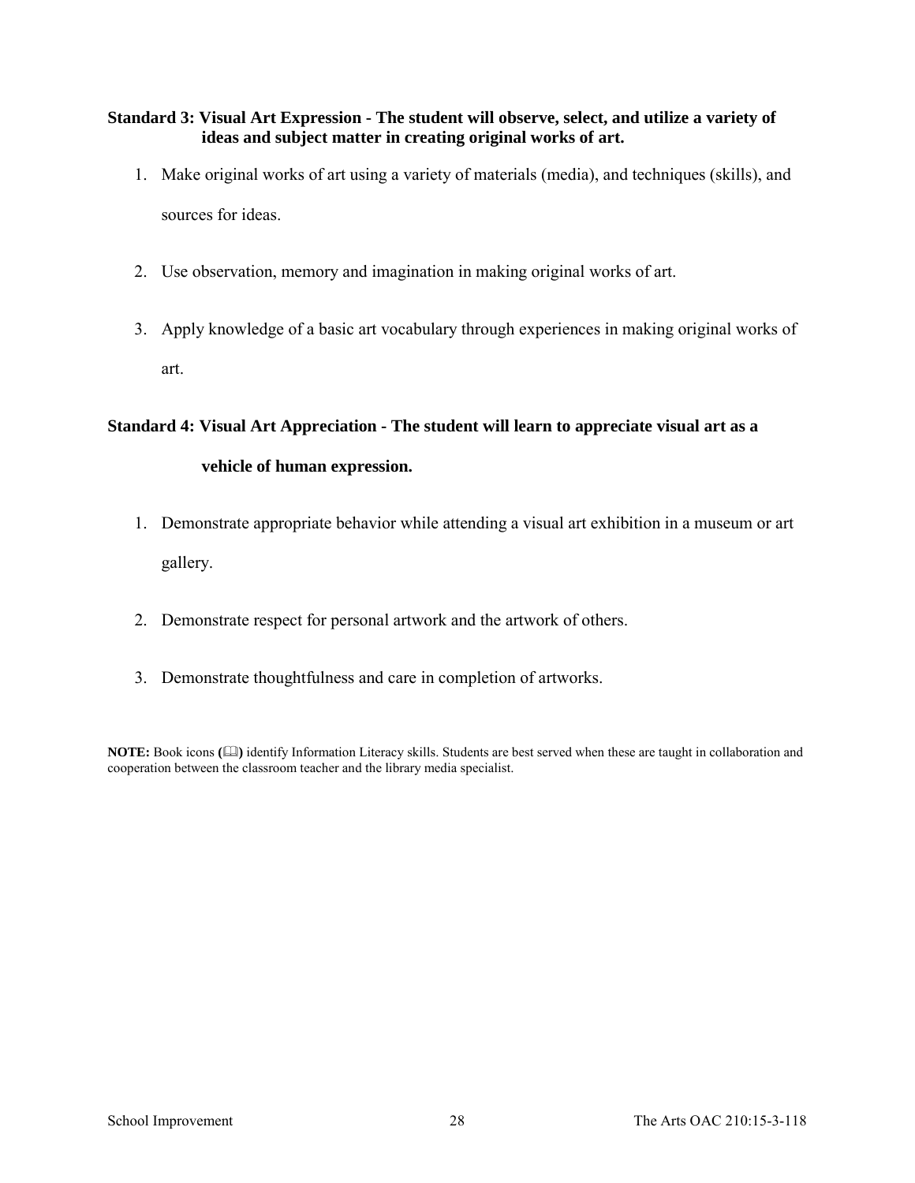**Standard 3: Visual Art Expression - The student will observe, select, and utilize a variety of ideas and subject matter in creating original works of art.**

1. Make original works of art using a variety of materials (media), and techniques (skills), and sources for ideas.

2. Use observation, memory and imagination in making original works of art.

3. Apply knowledge of a basic art vocabulary through experiences in making original works of art.

**Standard 4: Visual Art Appreciation - The student will learn to appreciate visual art as a vehicle of human expression.**

1. Demonstrate appropriate behavior while attending a visual art exhibition in a museum or art gallery.

2. Demonstrate respect for personal artwork and the artwork of others.

3. Demonstrate thoughtfulness and care in completion of artworks.

**NOTE:** Book icons **(🕮)** identify Information Literacy skills. Students are best served when these are taught in collaboration and cooperation between the classroom teacher and the library media specialist.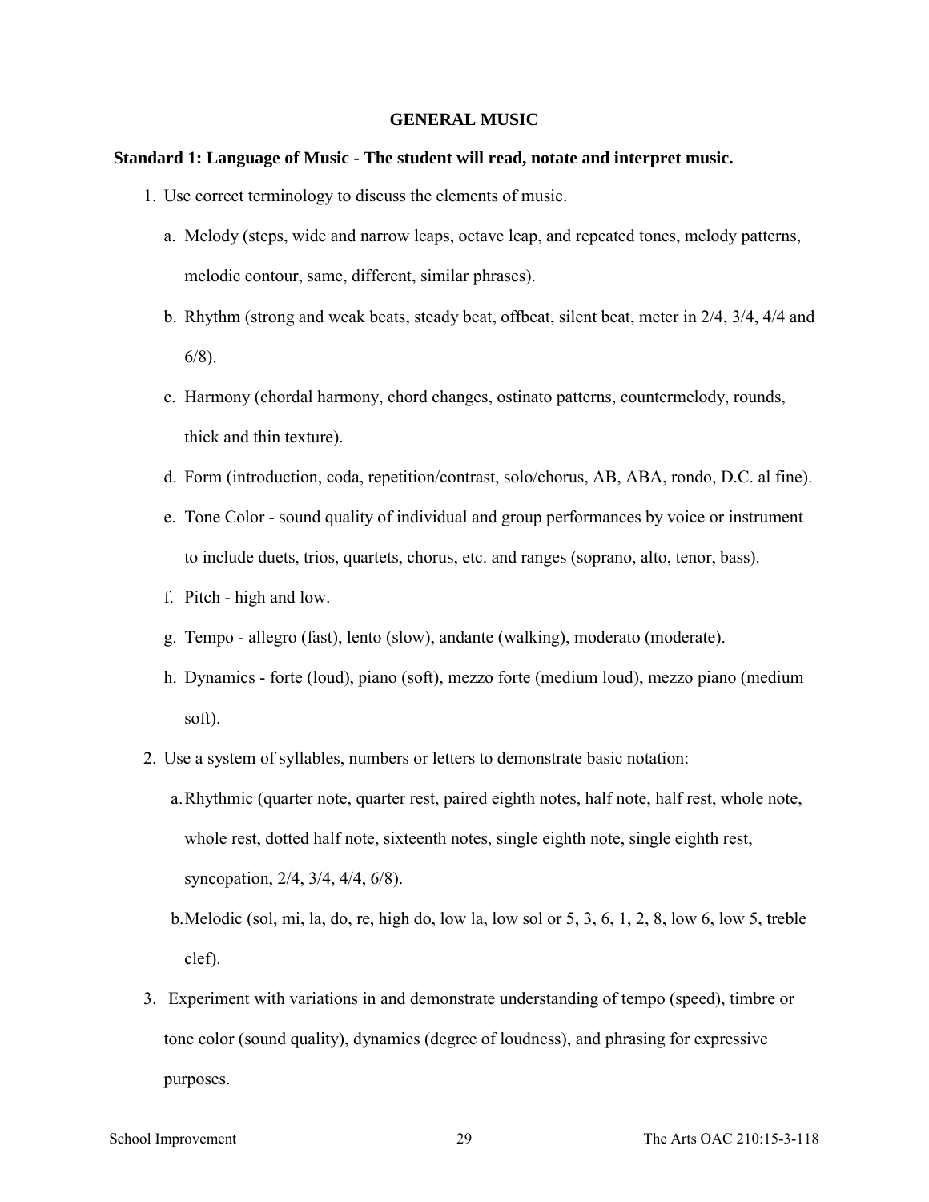## GENERAL MUSIC

**Standard 1: Language of Music - The student will read, notate and interpret music.**

1. Use correct terminology to discuss the elements of music.
   a. Melody (steps, wide and narrow leaps, octave leap, and repeated tones, melody patterns, melodic contour, same, different, similar phrases).
   b. Rhythm (strong and weak beats, steady beat, offbeat, silent beat, meter in 2/4, 3/4, 4/4 and 6/8).
   c. Harmony (chordal harmony, chord changes, ostinato patterns, countermelody, rounds, thick and thin texture).
   d. Form (introduction, coda, repetition/contrast, solo/chorus, AB, ABA, rondo, D.C. al fine).
   e. Tone Color - sound quality of individual and group performances by voice or instrument to include duets, trios, quartets, chorus, etc. and ranges (soprano, alto, tenor, bass).
   f. Pitch - high and low.
   g. Tempo - allegro (fast), lento (slow), andante (walking), moderato (moderate).
   h. Dynamics - forte (loud), piano (soft), mezzo forte (medium loud), mezzo piano (medium soft).
2. Use a system of syllables, numbers or letters to demonstrate basic notation:
   a. Rhythmic (quarter note, quarter rest, paired eighth notes, half note, half rest, whole note, whole rest, dotted half note, sixteenth notes, single eighth note, single eighth rest, syncopation, 2/4, 3/4, 4/4, 6/8).
   b. Melodic (sol, mi, la, do, re, high do, low la, low sol or 5, 3, 6, 1, 2, 8, low 6, low 5, treble clef).
3. Experiment with variations in and demonstrate understanding of tempo (speed), timbre or tone color (sound quality), dynamics (degree of loudness), and phrasing for expressive purposes.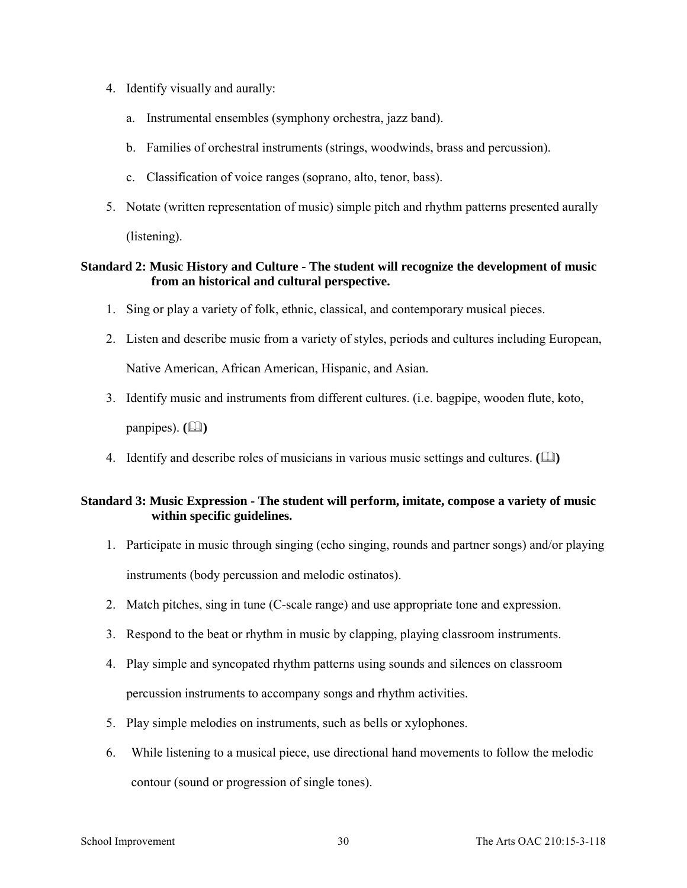4. Identify visually and aurally:

    a. Instrumental ensembles (symphony orchestra, jazz band).

    b. Families of orchestral instruments (strings, woodwinds, brass and percussion).

    c. Classification of voice ranges (soprano, alto, tenor, bass).

5. Notate (written representation of music) simple pitch and rhythm patterns presented aurally (listening).

**Standard 2: Music History and Culture - The student will recognize the development of music from an historical and cultural perspective.**

1. Sing or play a variety of folk, ethnic, classical, and contemporary musical pieces.
2. Listen and describe music from a variety of styles, periods and cultures including European, Native American, African American, Hispanic, and Asian.
3. Identify music and instruments from different cultures. (i.e. bagpipe, wooden flute, koto, panpipes). **(📖)**
4. Identify and describe roles of musicians in various music settings and cultures. **(📖)**

**Standard 3: Music Expression - The student will perform, imitate, compose a variety of music within specific guidelines.**

1. Participate in music through singing (echo singing, rounds and partner songs) and/or playing instruments (body percussion and melodic ostinatos).
2. Match pitches, sing in tune (C-scale range) and use appropriate tone and expression.
3. Respond to the beat or rhythm in music by clapping, playing classroom instruments.
4. Play simple and syncopated rhythm patterns using sounds and silences on classroom percussion instruments to accompany songs and rhythm activities.
5. Play simple melodies on instruments, such as bells or xylophones.
6. While listening to a musical piece, use directional hand movements to follow the melodic contour (sound or progression of single tones).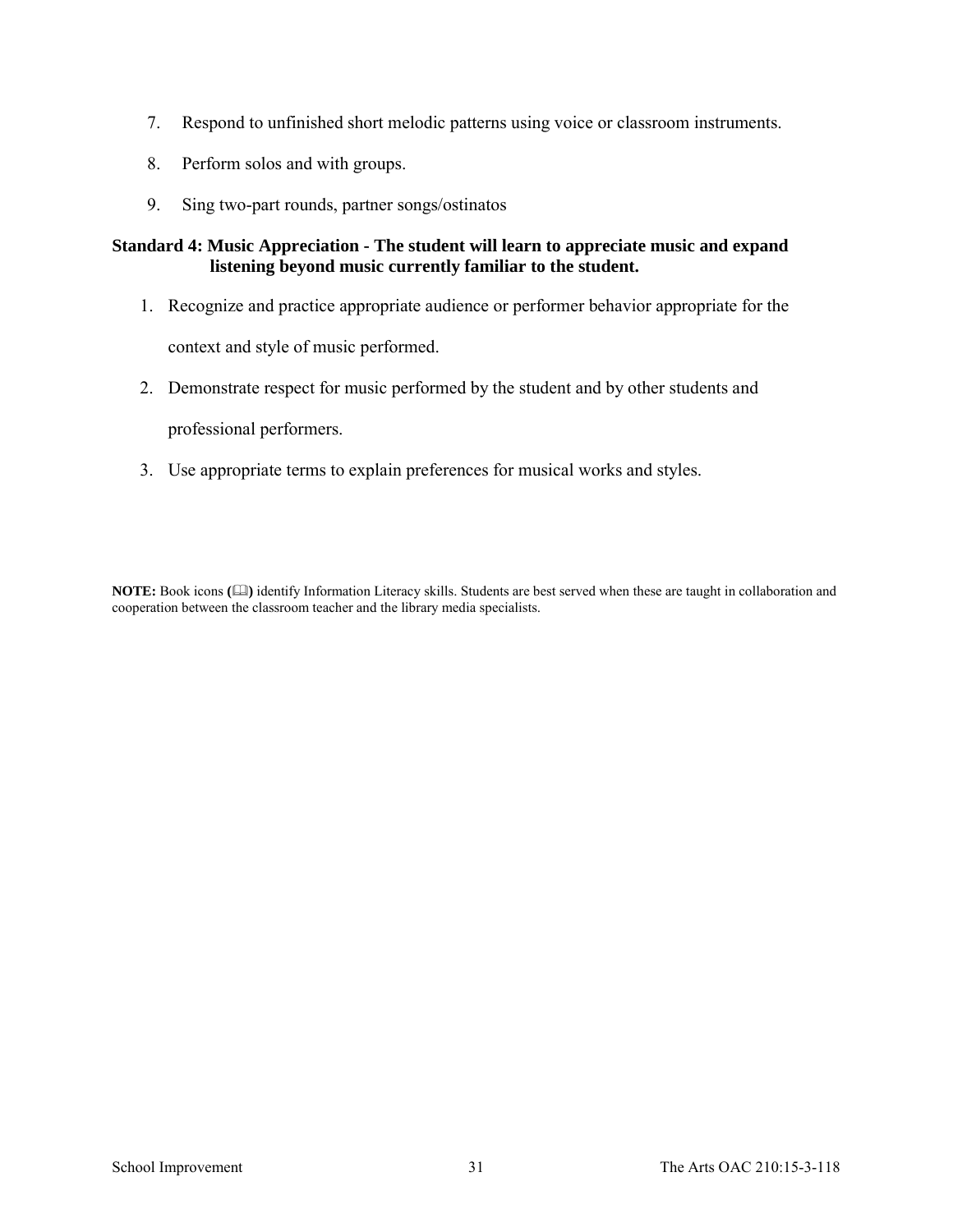7. Respond to unfinished short melodic patterns using voice or classroom instruments.
8. Perform solos and with groups.
9. Sing two-part rounds, partner songs/ostinatos

**Standard 4: Music Appreciation - The student will learn to appreciate music and expand listening beyond music currently familiar to the student.**

1. Recognize and practice appropriate audience or performer behavior appropriate for the context and style of music performed.
2. Demonstrate respect for music performed by the student and by other students and professional performers.
3. Use appropriate terms to explain preferences for musical works and styles.

**NOTE:** Book icons **(🕮)** identify Information Literacy skills. Students are best served when these are taught in collaboration and cooperation between the classroom teacher and the library media specialists.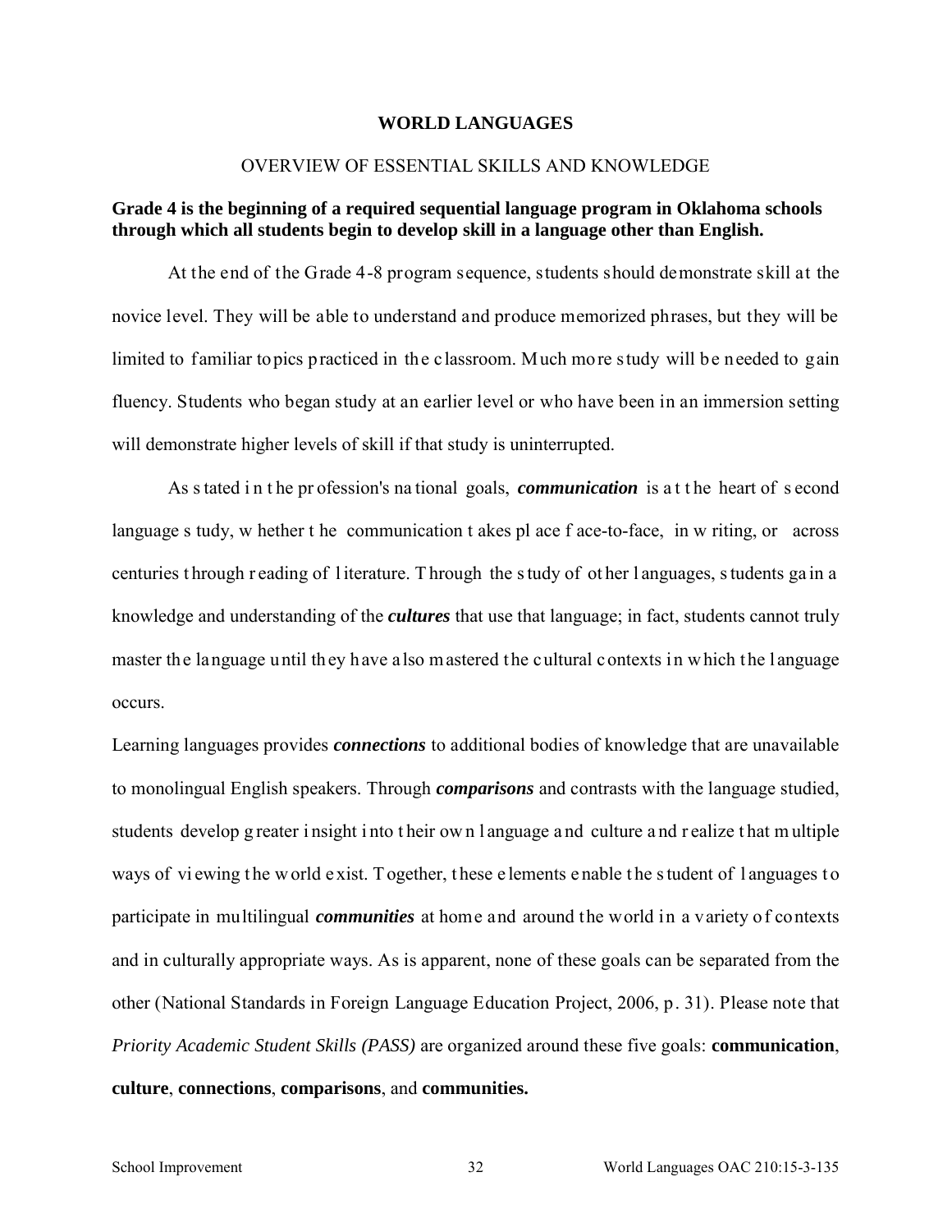# WORLD LANGUAGES

## OVERVIEW OF ESSENTIAL SKILLS AND KNOWLEDGE

**Grade 4 is the beginning of a required sequential language program in Oklahoma schools through which all students begin to develop skill in a language other than English.**

At the end of the Grade 4-8 program sequence, students should demonstrate skill at the novice level. They will be able to understand and produce memorized phrases, but they will be limited to familiar topics practiced in the classroom. Much more study will be needed to gain fluency. Students who began study at an earlier level or who have been in an immersion setting will demonstrate higher levels of skill if that study is uninterrupted.

As stated in the profession's national goals, ***communication*** is at the heart of second language study, whether the communication takes place face-to-face, in writing, or across centuries through reading of literature. Through the study of other languages, students gain a knowledge and understanding of the ***cultures*** that use that language; in fact, students cannot truly master the language until they have also mastered the cultural contexts in which the language occurs.

Learning languages provides ***connections*** to additional bodies of knowledge that are unavailable to monolingual English speakers. Through ***comparisons*** and contrasts with the language studied, students develop greater insight into their own language and culture and realize that multiple ways of viewing the world exist. Together, these elements enable the student of languages to participate in multilingual ***communities*** at home and around the world in a variety of contexts and in culturally appropriate ways. As is apparent, none of these goals can be separated from the other (National Standards in Foreign Language Education Project, 2006, p. 31). Please note that *Priority Academic Student Skills (PASS)* are organized around these five goals: **communication**, **culture**, **connections**, **comparisons**, and **communities.**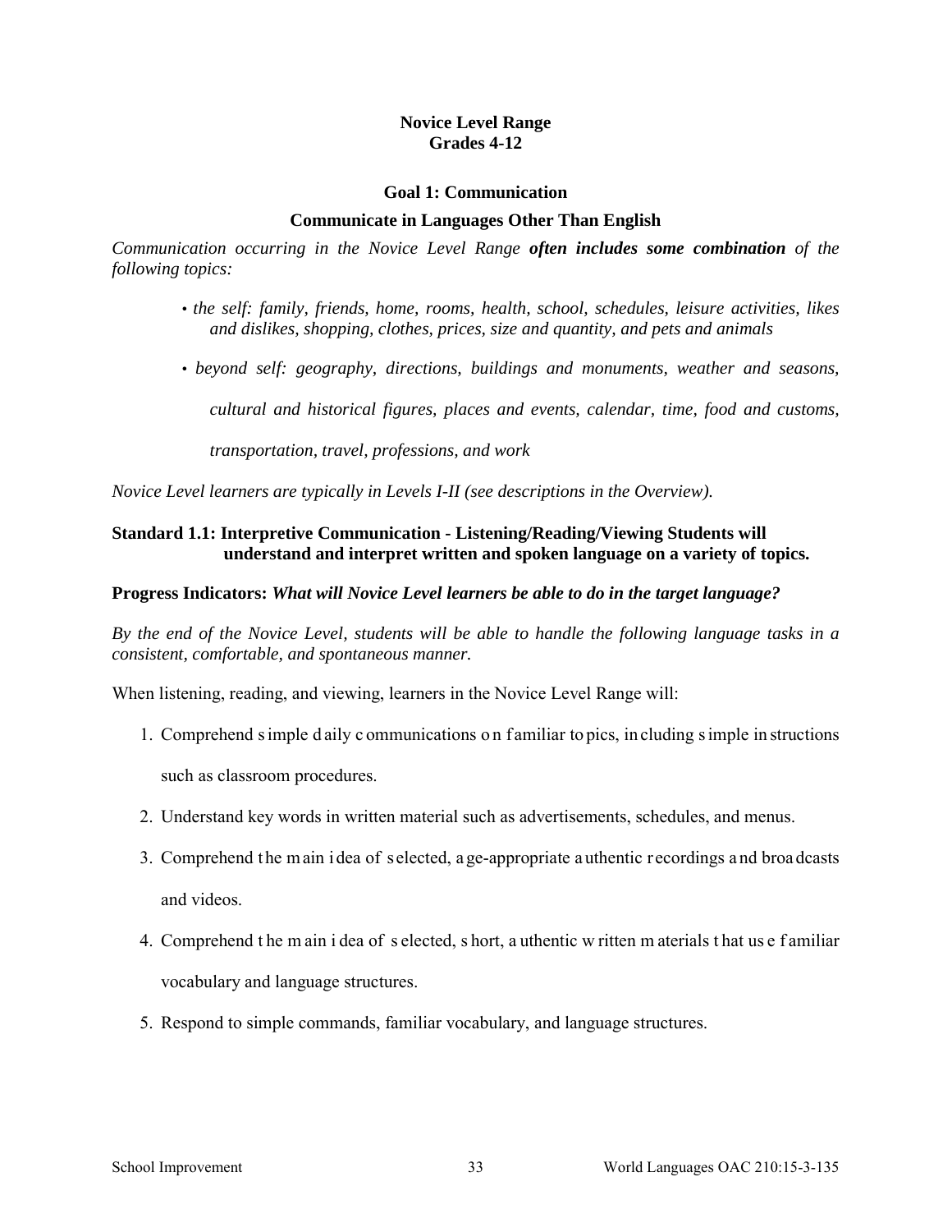## Novice Level Range
## Grades 4-12

### Goal 1: Communication

### Communicate in Languages Other Than English

*Communication occurring in the Novice Level Range **often includes some combination** of the following topics:*

- *the self: family, friends, home, rooms, health, school, schedules, leisure activities, likes and dislikes, shopping, clothes, prices, size and quantity, and pets and animals*
- *beyond self: geography, directions, buildings and monuments, weather and seasons, cultural and historical figures, places and events, calendar, time, food and customs, transportation, travel, professions, and work*

*Novice Level learners are typically in Levels I-II (see descriptions in the Overview).*

**Standard 1.1: Interpretive Communication - Listening/Reading/Viewing Students will understand and interpret written and spoken language on a variety of topics.**

**Progress Indicators:** ***What will Novice Level learners be able to do in the target language?***

*By the end of the Novice Level, students will be able to handle the following language tasks in a consistent, comfortable, and spontaneous manner.*

When listening, reading, and viewing, learners in the Novice Level Range will:

1. Comprehend simple daily communications on familiar topics, including simple instructions such as classroom procedures.
2. Understand key words in written material such as advertisements, schedules, and menus.
3. Comprehend the main idea of selected, age-appropriate authentic recordings and broadcasts and videos.
4. Comprehend the main idea of selected, short, authentic written materials that use familiar vocabulary and language structures.
5. Respond to simple commands, familiar vocabulary, and language structures.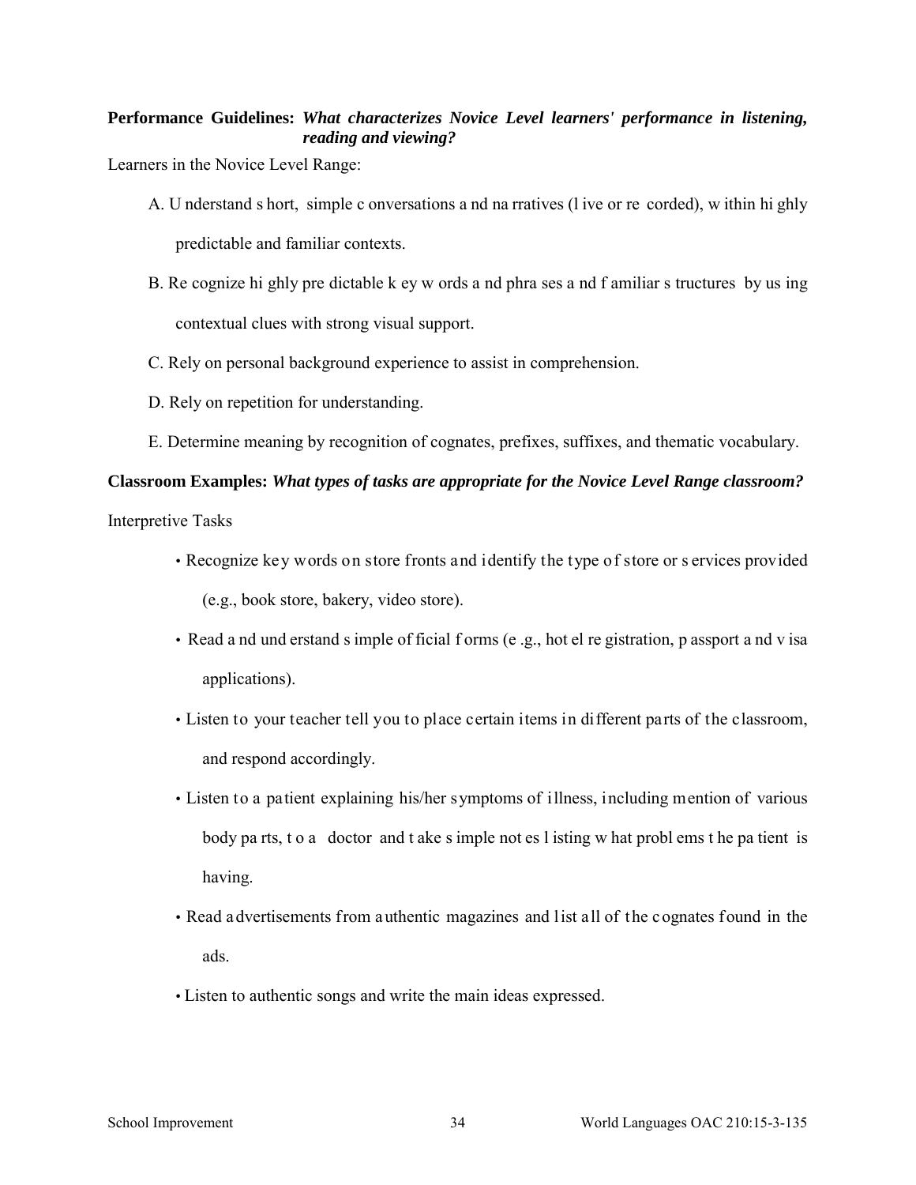**Performance Guidelines:** ***What characterizes Novice Level learners' performance in listening, reading and viewing?***

Learners in the Novice Level Range:

A. Understand short, simple conversations and narratives (live or recorded), within highly predictable and familiar contexts.

B. Recognize highly predictable key words and phrases and familiar structures by using contextual clues with strong visual support.

C. Rely on personal background experience to assist in comprehension.

D. Rely on repetition for understanding.

E. Determine meaning by recognition of cognates, prefixes, suffixes, and thematic vocabulary.

**Classroom Examples:** ***What types of tasks are appropriate for the Novice Level Range classroom?***

Interpretive Tasks

- Recognize key words on store fronts and identify the type of store or services provided (e.g., book store, bakery, video store).
- Read and understand simple official forms (e.g., hotel registration, passport and visa applications).
- Listen to your teacher tell you to place certain items in different parts of the classroom, and respond accordingly.
- Listen to a patient explaining his/her symptoms of illness, including mention of various body parts, to a doctor and take simple notes listing what problems the patient is having.
- Read advertisements from authentic magazines and list all of the cognates found in the ads.
- Listen to authentic songs and write the main ideas expressed.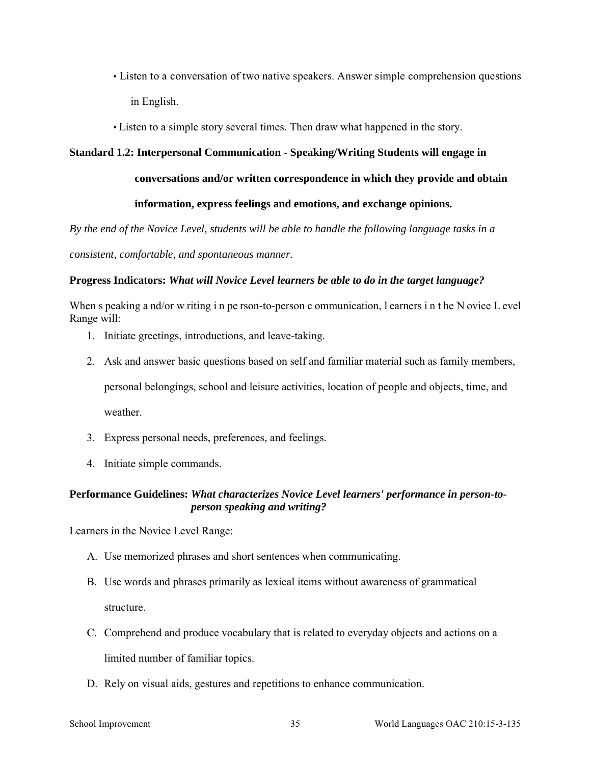- Listen to a conversation of two native speakers. Answer simple comprehension questions in English.
- Listen to a simple story several times. Then draw what happened in the story.

**Standard 1.2: Interpersonal Communication - Speaking/Writing Students will engage in conversations and/or written correspondence in which they provide and obtain information, express feelings and emotions, and exchange opinions.**

*By the end of the Novice Level, students will be able to handle the following language tasks in a consistent, comfortable, and spontaneous manner.*

**Progress Indicators:** ***What will Novice Level learners be able to do in the target language?***

When speaking and/or writing in person-to-person communication, learners in the Novice Level Range will:

1. Initiate greetings, introductions, and leave-taking.
2. Ask and answer basic questions based on self and familiar material such as family members, personal belongings, school and leisure activities, location of people and objects, time, and weather.
3. Express personal needs, preferences, and feelings.
4. Initiate simple commands.

**Performance Guidelines:** ***What characterizes Novice Level learners' performance in person-to-person speaking and writing?***

Learners in the Novice Level Range:

A. Use memorized phrases and short sentences when communicating.

B. Use words and phrases primarily as lexical items without awareness of grammatical structure.

C. Comprehend and produce vocabulary that is related to everyday objects and actions on a limited number of familiar topics.

D. Rely on visual aids, gestures and repetitions to enhance communication.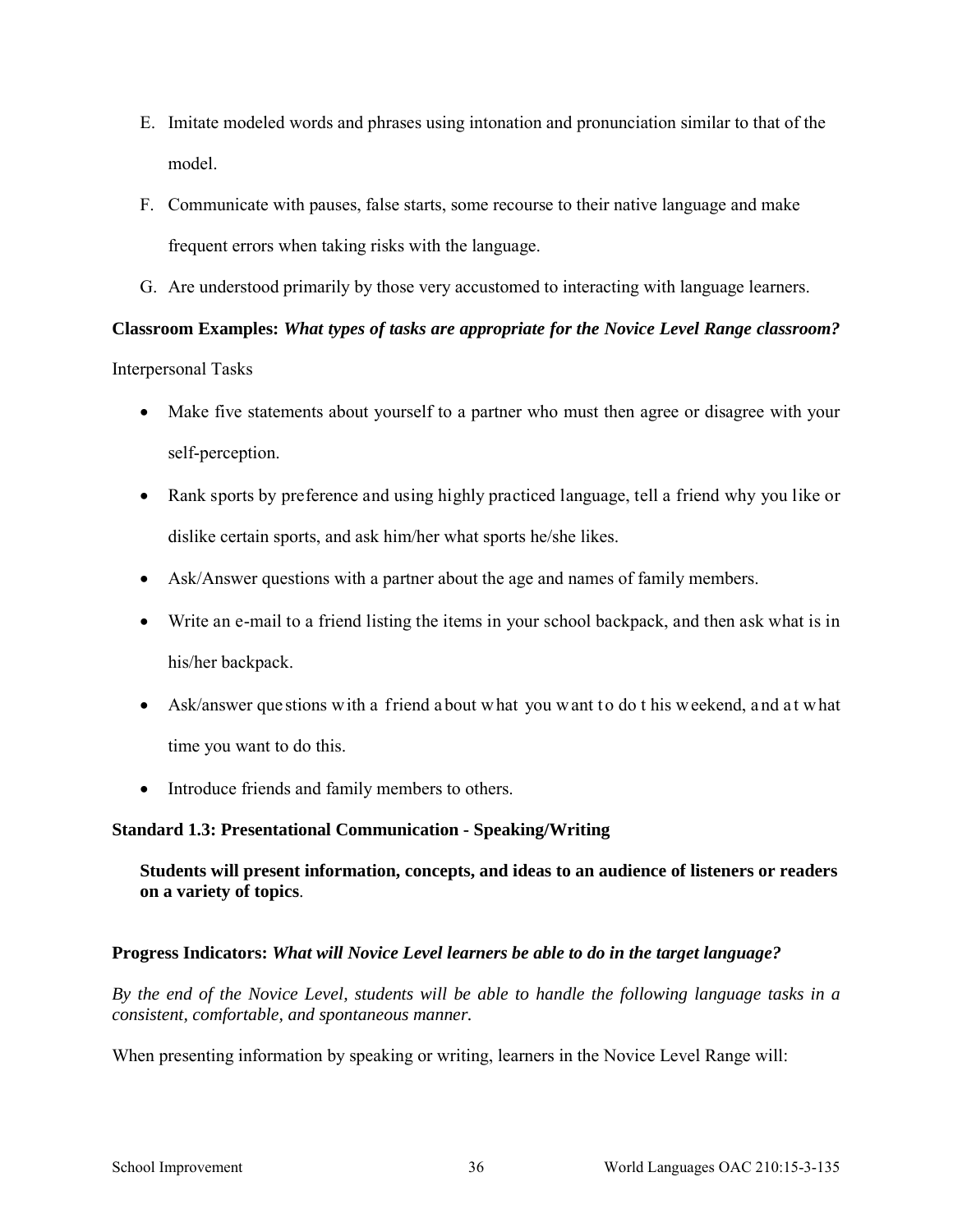E. Imitate modeled words and phrases using intonation and pronunciation similar to that of the model.

F. Communicate with pauses, false starts, some recourse to their native language and make frequent errors when taking risks with the language.

G. Are understood primarily by those very accustomed to interacting with language learners.

**Classroom Examples:** ***What types of tasks are appropriate for the Novice Level Range classroom?***

Interpersonal Tasks

- Make five statements about yourself to a partner who must then agree or disagree with your self-perception.
- Rank sports by preference and using highly practiced language, tell a friend why you like or dislike certain sports, and ask him/her what sports he/she likes.
- Ask/Answer questions with a partner about the age and names of family members.
- Write an e-mail to a friend listing the items in your school backpack, and then ask what is in his/her backpack.
- Ask/answer questions with a friend about what you want to do this weekend, and at what time you want to do this.
- Introduce friends and family members to others.

**Standard 1.3: Presentational Communication - Speaking/Writing**

**Students will present information, concepts, and ideas to an audience of listeners or readers on a variety of topics**.

**Progress Indicators:** ***What will Novice Level learners be able to do in the target language?***

*By the end of the Novice Level, students will be able to handle the following language tasks in a consistent, comfortable, and spontaneous manner.*

When presenting information by speaking or writing, learners in the Novice Level Range will: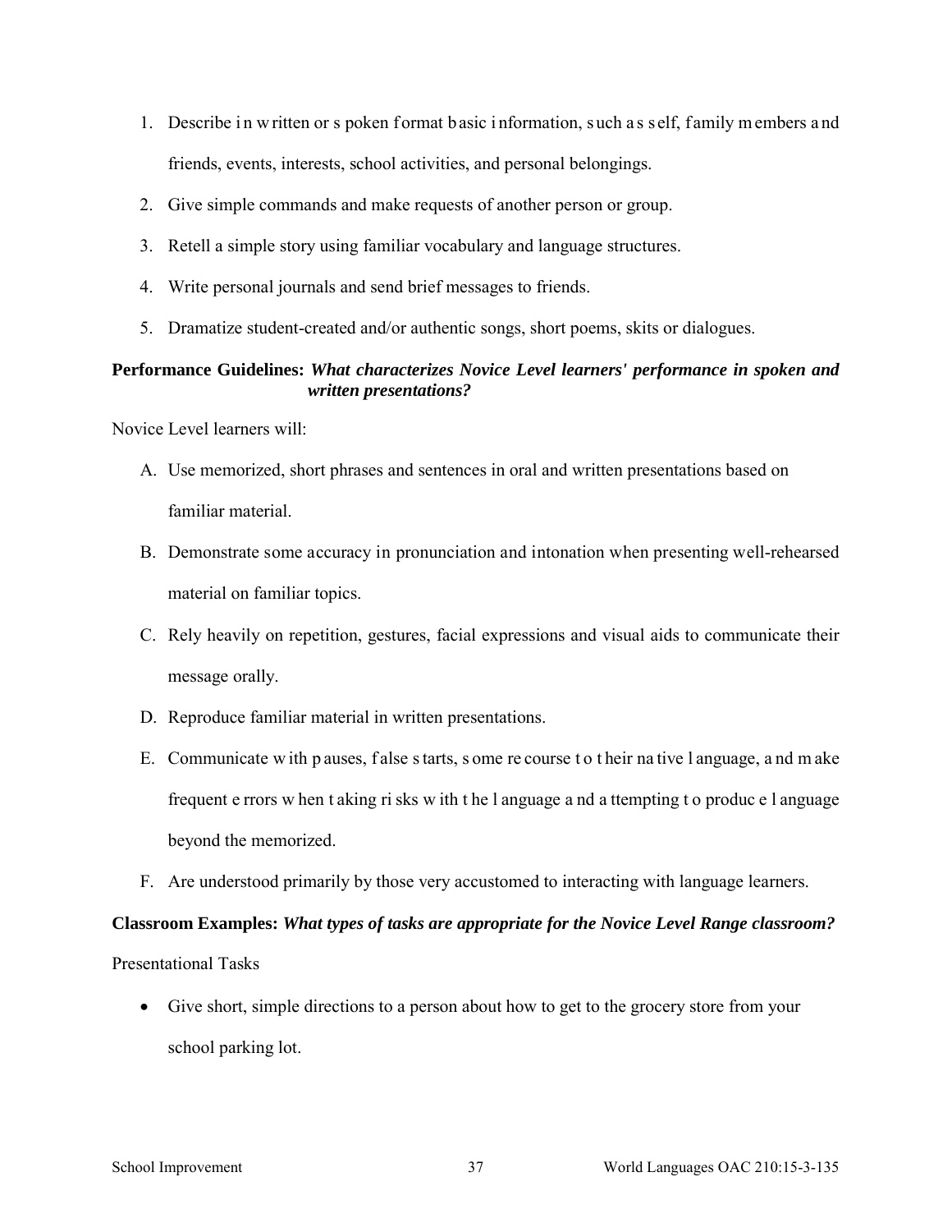1. Describe in written or spoken format basic information, such as self, family members and friends, events, interests, school activities, and personal belongings.
2. Give simple commands and make requests of another person or group.
3. Retell a simple story using familiar vocabulary and language structures.
4. Write personal journals and send brief messages to friends.
5. Dramatize student-created and/or authentic songs, short poems, skits or dialogues.

**Performance Guidelines:** ***What characterizes Novice Level learners' performance in spoken and written presentations?***

Novice Level learners will:

A. Use memorized, short phrases and sentences in oral and written presentations based on familiar material.

B. Demonstrate some accuracy in pronunciation and intonation when presenting well-rehearsed material on familiar topics.

C. Rely heavily on repetition, gestures, facial expressions and visual aids to communicate their message orally.

D. Reproduce familiar material in written presentations.

E. Communicate with pauses, false starts, some recourse to their native language, and make frequent errors when taking risks with the language and attempting to produce language beyond the memorized.

F. Are understood primarily by those very accustomed to interacting with language learners.

**Classroom Examples:** ***What types of tasks are appropriate for the Novice Level Range classroom?***

Presentational Tasks

- Give short, simple directions to a person about how to get to the grocery store from your school parking lot.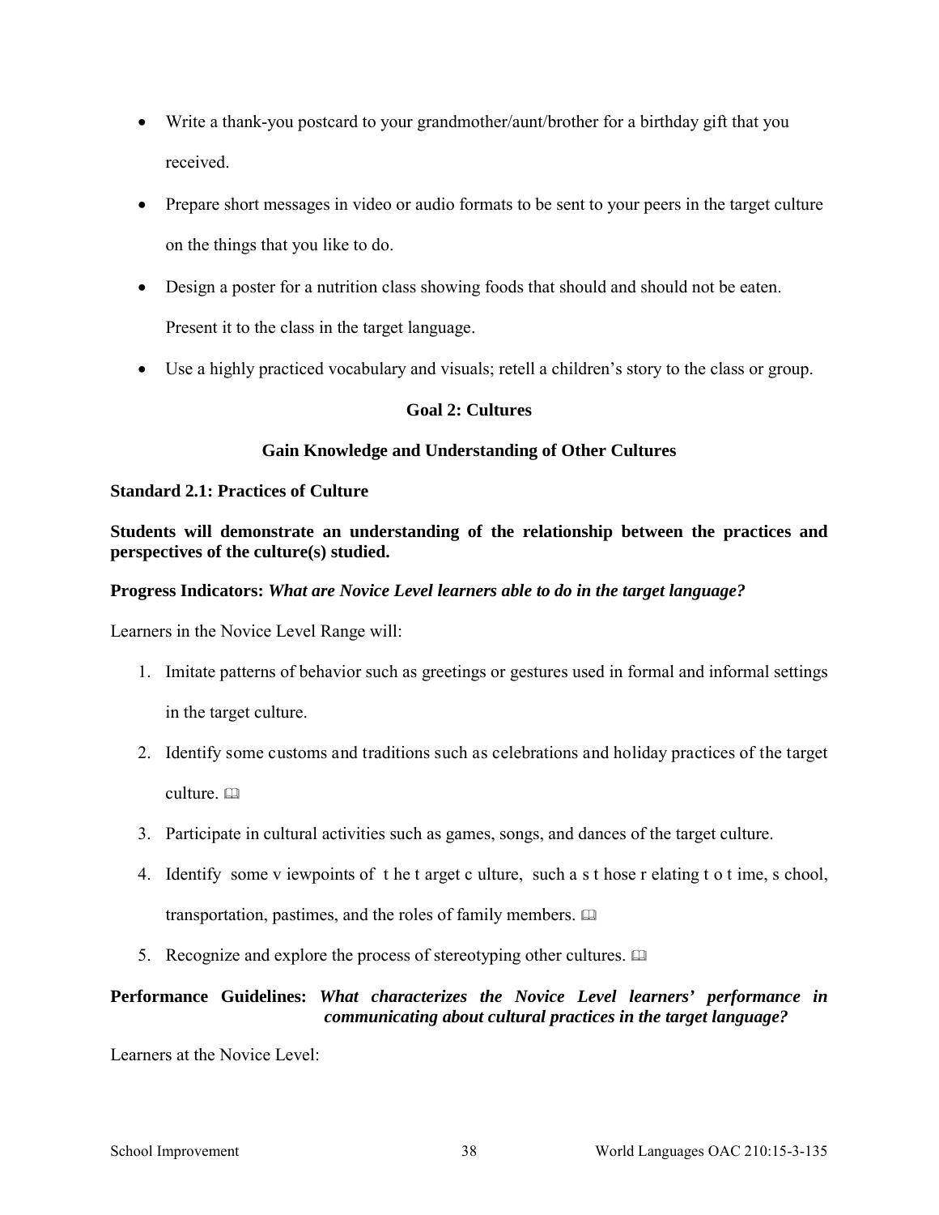- Write a thank-you postcard to your grandmother/aunt/brother for a birthday gift that you received.
- Prepare short messages in video or audio formats to be sent to your peers in the target culture on the things that you like to do.
- Design a poster for a nutrition class showing foods that should and should not be eaten. Present it to the class in the target language.
- Use a highly practiced vocabulary and visuals; retell a children's story to the class or group.

**Goal 2: Cultures**

**Gain Knowledge and Understanding of Other Cultures**

**Standard 2.1: Practices of Culture**

**Students will demonstrate an understanding of the relationship between the practices and perspectives of the culture(s) studied.**

**Progress Indicators:** ***What are Novice Level learners able to do in the target language?***

Learners in the Novice Level Range will:

1. Imitate patterns of behavior such as greetings or gestures used in formal and informal settings in the target culture.
2. Identify some customs and traditions such as celebrations and holiday practices of the target culture. 🕮
3. Participate in cultural activities such as games, songs, and dances of the target culture.
4. Identify some viewpoints of the target culture, such as those relating to time, school, transportation, pastimes, and the roles of family members. 🕮
5. Recognize and explore the process of stereotyping other cultures. 🕮

**Performance Guidelines:** ***What characterizes the Novice Level learners' performance in communicating about cultural practices in the target language?***

Learners at the Novice Level: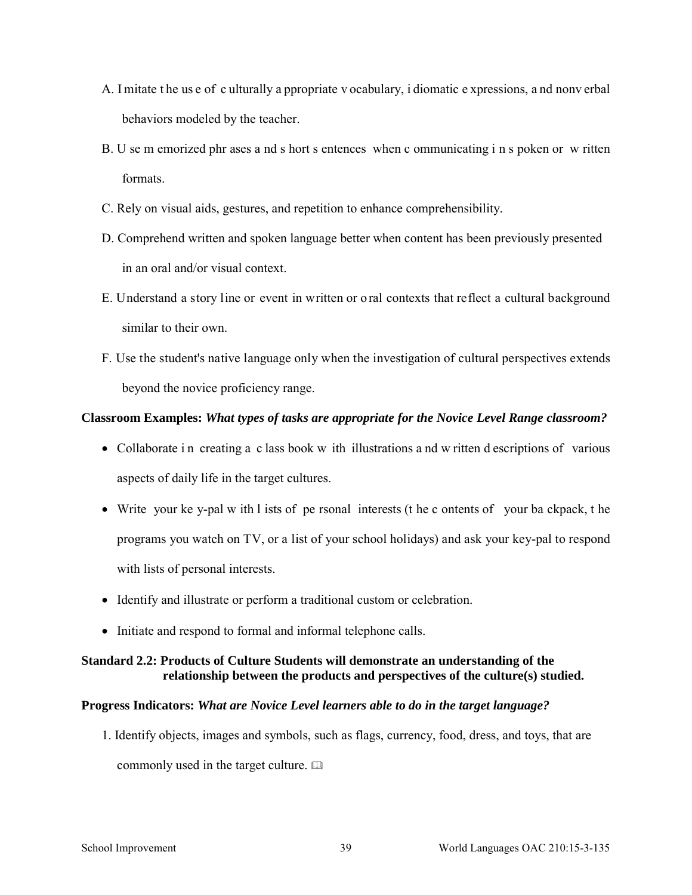A. Imitate the use of culturally appropriate vocabulary, idiomatic expressions, and nonverbal behaviors modeled by the teacher.

B. Use memorized phrases and short sentences when communicating in spoken or written formats.

C. Rely on visual aids, gestures, and repetition to enhance comprehensibility.

D. Comprehend written and spoken language better when content has been previously presented in an oral and/or visual context.

E. Understand a story line or event in written or oral contexts that reflect a cultural background similar to their own.

F. Use the student's native language only when the investigation of cultural perspectives extends beyond the novice proficiency range.

**Classroom Examples:** ***What types of tasks are appropriate for the Novice Level Range classroom?***

- Collaborate in creating a class book with illustrations and written descriptions of various aspects of daily life in the target cultures.
- Write your key-pal with lists of personal interests (the contents of your backpack, the programs you watch on TV, or a list of your school holidays) and ask your key-pal to respond with lists of personal interests.
- Identify and illustrate or perform a traditional custom or celebration.
- Initiate and respond to formal and informal telephone calls.

**Standard 2.2: Products of Culture Students will demonstrate an understanding of the relationship between the products and perspectives of the culture(s) studied.**

**Progress Indicators:** ***What are Novice Level learners able to do in the target language?***

1. Identify objects, images and symbols, such as flags, currency, food, dress, and toys, that are commonly used in the target culture. 🕮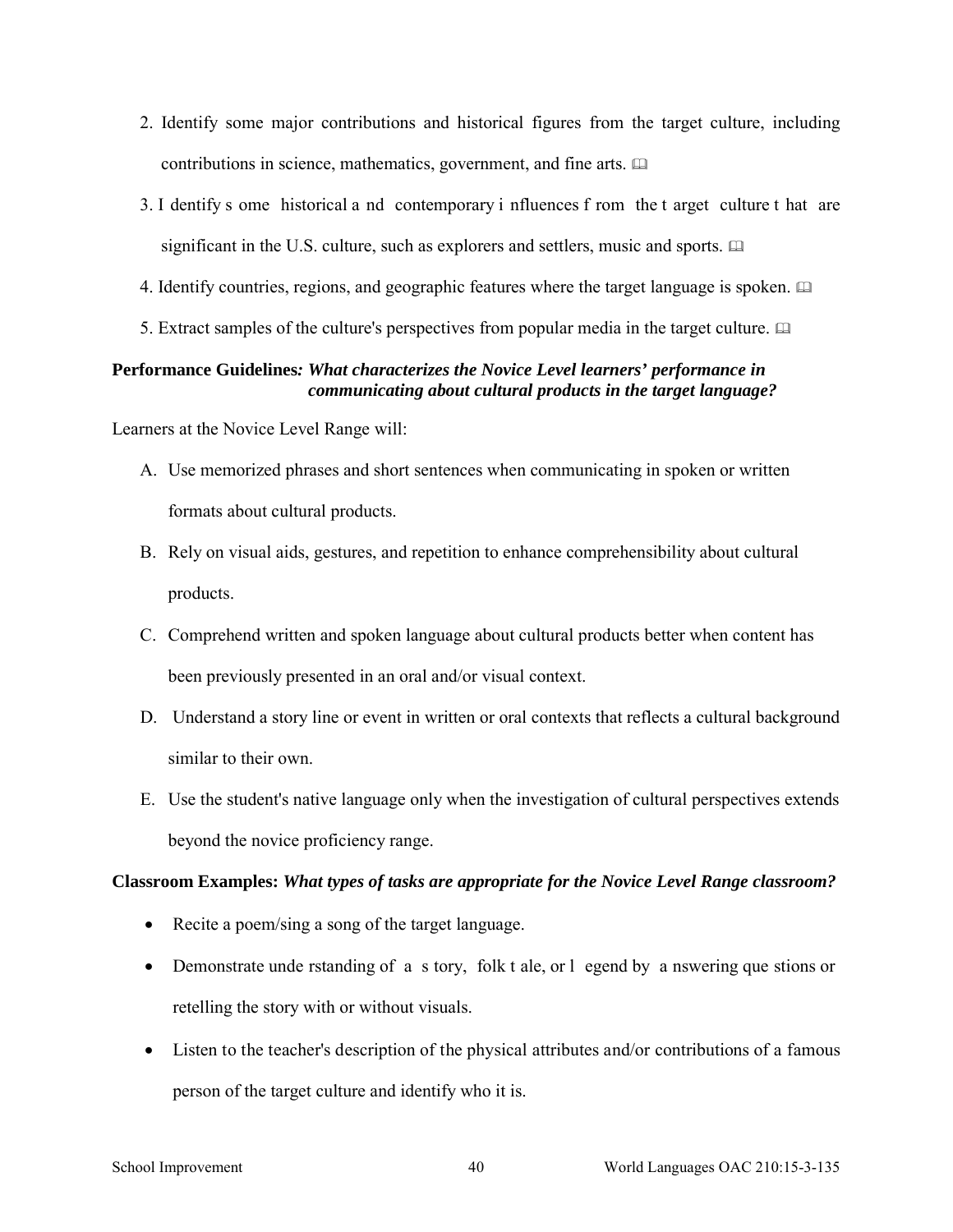2. Identify some major contributions and historical figures from the target culture, including contributions in science, mathematics, government, and fine arts. 🕮
3. Identify some historical and contemporary influences from the target culture that are significant in the U.S. culture, such as explorers and settlers, music and sports. 🕮
4. Identify countries, regions, and geographic features where the target language is spoken. 🕮
5. Extract samples of the culture's perspectives from popular media in the target culture. 🕮

**Performance Guidelines*****: What characterizes the Novice Level learners' performance in communicating about cultural products in the target language?***

Learners at the Novice Level Range will:

A. Use memorized phrases and short sentences when communicating in spoken or written formats about cultural products.
B. Rely on visual aids, gestures, and repetition to enhance comprehensibility about cultural products.
C. Comprehend written and spoken language about cultural products better when content has been previously presented in an oral and/or visual context.
D. Understand a story line or event in written or oral contexts that reflects a cultural background similar to their own.
E. Use the student's native language only when the investigation of cultural perspectives extends beyond the novice proficiency range.

**Classroom Examples:** ***What types of tasks are appropriate for the Novice Level Range classroom?***

- Recite a poem/sing a song of the target language.
- Demonstrate understanding of a story, folk tale, or legend by answering questions or retelling the story with or without visuals.
- Listen to the teacher's description of the physical attributes and/or contributions of a famous person of the target culture and identify who it is.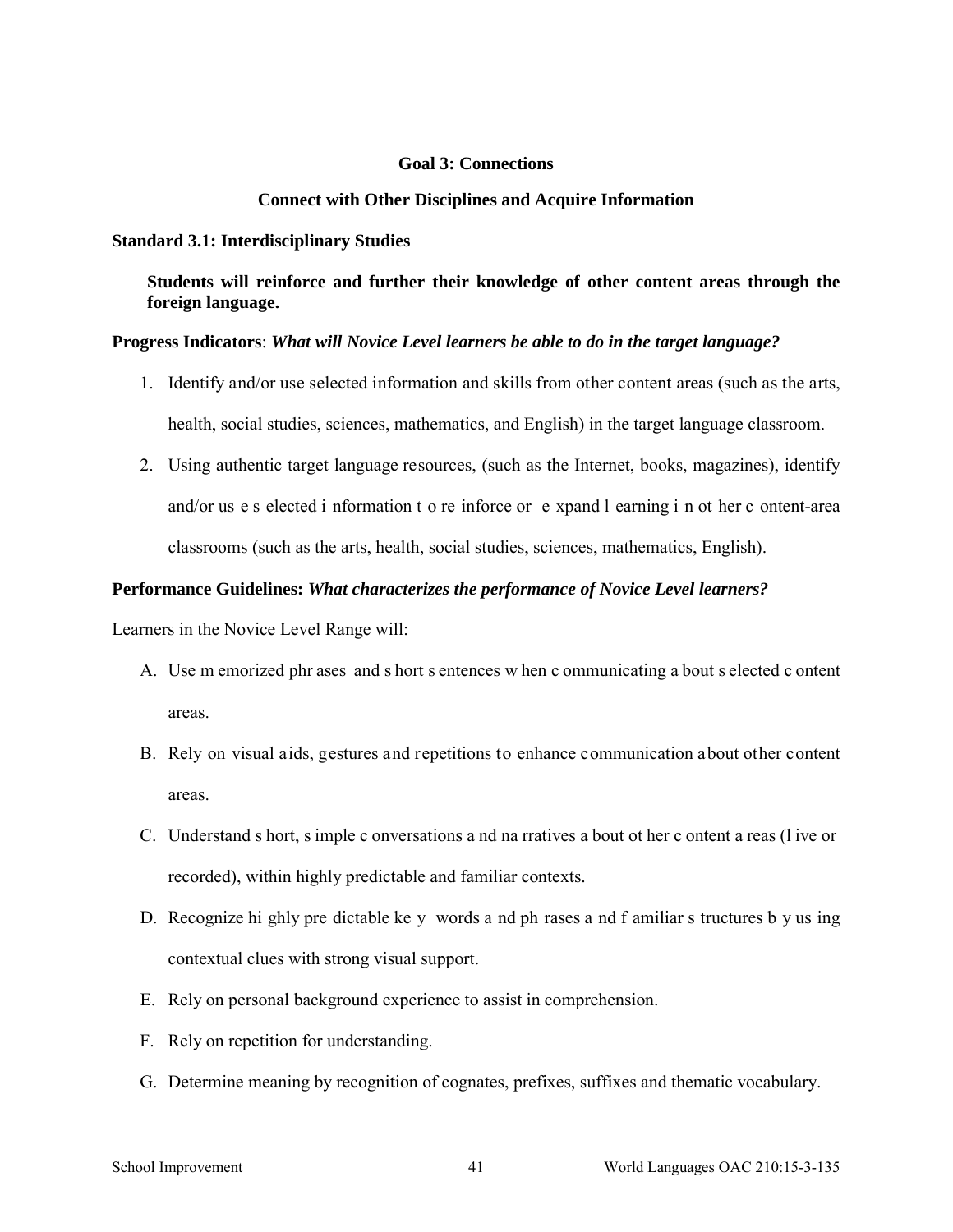## Goal 3: Connections

### Connect with Other Disciplines and Acquire Information

**Standard 3.1: Interdisciplinary Studies**

> **Students will reinforce and further their knowledge of other content areas through the foreign language.**

**Progress Indicators**: ***What will Novice Level learners be able to do in the target language?***

1. Identify and/or use selected information and skills from other content areas (such as the arts, health, social studies, sciences, mathematics, and English) in the target language classroom.
2. Using authentic target language resources, (such as the Internet, books, magazines), identify and/or use selected information to reinforce or expand learning in other content-area classrooms (such as the arts, health, social studies, sciences, mathematics, English).

**Performance Guidelines:** ***What characterizes the performance of Novice Level learners?***

Learners in the Novice Level Range will:

A. Use memorized phrases and short sentences when communicating about selected content areas.

B. Rely on visual aids, gestures and repetitions to enhance communication about other content areas.

C. Understand short, simple conversations and narratives about other content areas (live or recorded), within highly predictable and familiar contexts.

D. Recognize highly predictable key words and phrases and familiar structures by using contextual clues with strong visual support.

E. Rely on personal background experience to assist in comprehension.

F. Rely on repetition for understanding.

G. Determine meaning by recognition of cognates, prefixes, suffixes and thematic vocabulary.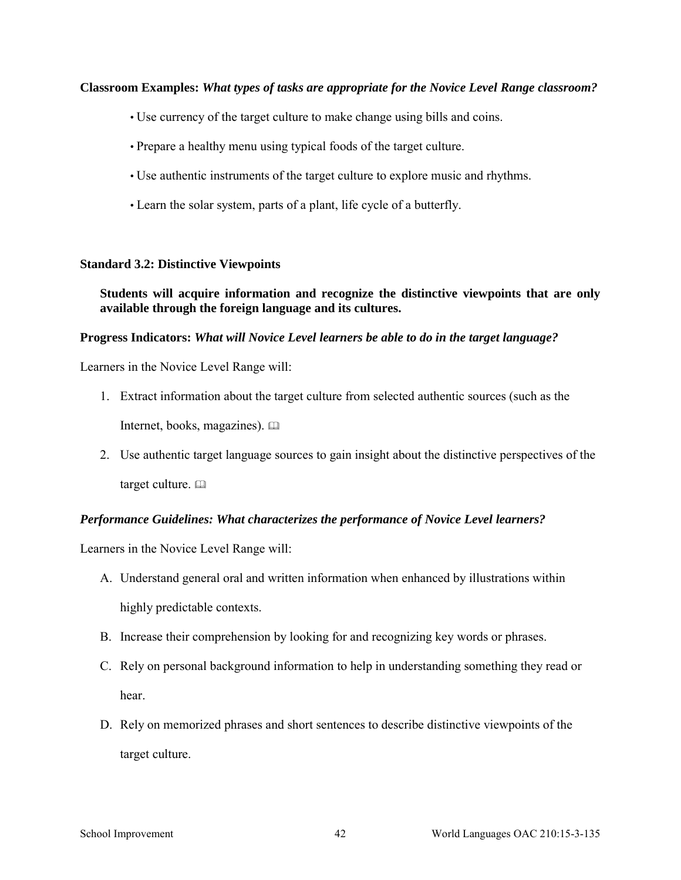**Classroom Examples:** ***What types of tasks are appropriate for the Novice Level Range classroom?***

- Use currency of the target culture to make change using bills and coins.
- Prepare a healthy menu using typical foods of the target culture.
- Use authentic instruments of the target culture to explore music and rhythms.
- Learn the solar system, parts of a plant, life cycle of a butterfly.

**Standard 3.2: Distinctive Viewpoints**

**Students will acquire information and recognize the distinctive viewpoints that are only available through the foreign language and its cultures.**

**Progress Indicators:** ***What will Novice Level learners be able to do in the target language?***

Learners in the Novice Level Range will:

1. Extract information about the target culture from selected authentic sources (such as the Internet, books, magazines). 📖
2. Use authentic target language sources to gain insight about the distinctive perspectives of the target culture. 📖

***Performance Guidelines: What characterizes the performance of Novice Level learners?***

Learners in the Novice Level Range will:

A. Understand general oral and written information when enhanced by illustrations within highly predictable contexts.

B. Increase their comprehension by looking for and recognizing key words or phrases.

C. Rely on personal background information to help in understanding something they read or hear.

D. Rely on memorized phrases and short sentences to describe distinctive viewpoints of the target culture.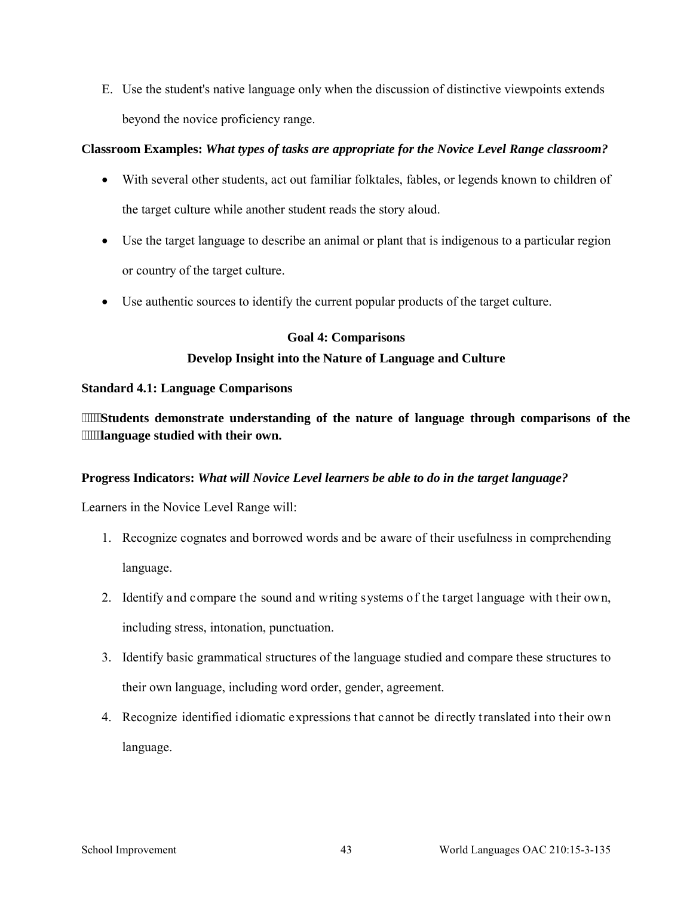E. Use the student's native language only when the discussion of distinctive viewpoints extends beyond the novice proficiency range.

**Classroom Examples:** ***What types of tasks are appropriate for the Novice Level Range classroom?***

- With several other students, act out familiar folktales, fables, or legends known to children of the target culture while another student reads the story aloud.
- Use the target language to describe an animal or plant that is indigenous to a particular region or country of the target culture.
- Use authentic sources to identify the current popular products of the target culture.

## Goal 4: Comparisons

## Develop Insight into the Nature of Language and Culture

**Standard 4.1: Language Comparisons**

**Students demonstrate understanding of the nature of language through comparisons of the language studied with their own.**

**Progress Indicators:** ***What will Novice Level learners be able to do in the target language?***

Learners in the Novice Level Range will:

1. Recognize cognates and borrowed words and be aware of their usefulness in comprehending language.
2. Identify and compare the sound and writing systems of the target language with their own, including stress, intonation, punctuation.
3. Identify basic grammatical structures of the language studied and compare these structures to their own language, including word order, gender, agreement.
4. Recognize identified idiomatic expressions that cannot be directly translated into their own language.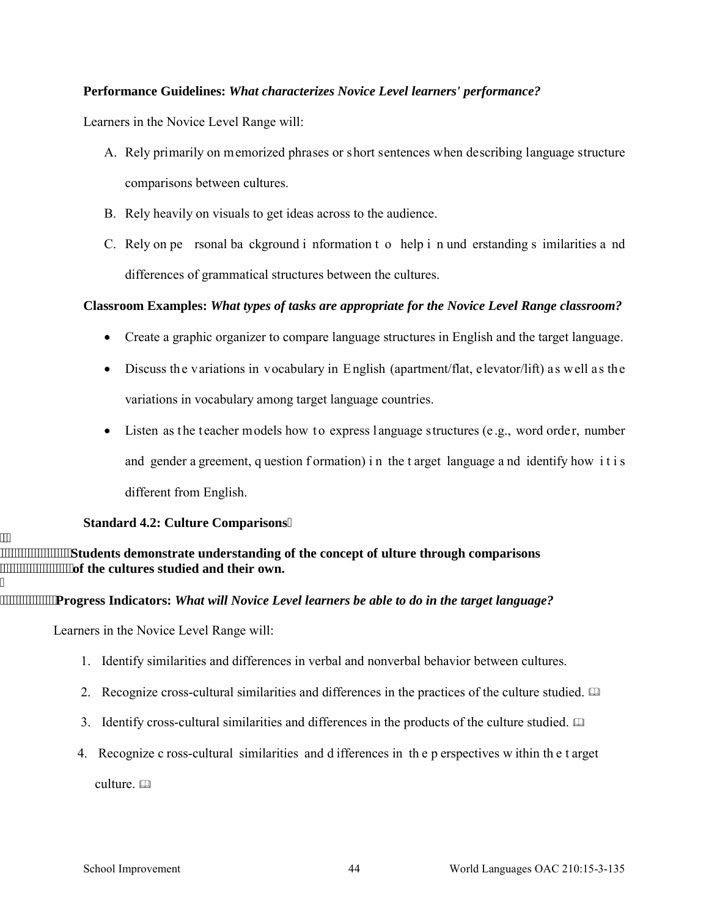**Performance Guidelines:** ***What characterizes Novice Level learners' performance?***

Learners in the Novice Level Range will:

A. Rely primarily on memorized phrases or short sentences when describing language structure comparisons between cultures.

B. Rely heavily on visuals to get ideas across to the audience.

C. Rely on personal background information to help in understanding similarities and differences of grammatical structures between the cultures.

**Classroom Examples:** ***What types of tasks are appropriate for the Novice Level Range classroom?***

- Create a graphic organizer to compare language structures in English and the target language.
- Discuss the variations in vocabulary in English (apartment/flat, elevator/lift) as well as the variations in vocabulary among target language countries.
- Listen as the teacher models how to express language structures (e.g., word order, number and gender agreement, question formation) in the target language and identify how it is different from English.

**Standard 4.2: Culture Comparisons**

**Students demonstrate understanding of the concept of ulture through comparisons of the cultures studied and their own.**

**Progress Indicators:** ***What will Novice Level learners be able to do in the target language?***

Learners in the Novice Level Range will:

1. Identify similarities and differences in verbal and nonverbal behavior between cultures.
2. Recognize cross-cultural similarities and differences in the practices of the culture studied. 🕮
3. Identify cross-cultural similarities and differences in the products of the culture studied. 🕮
4. Recognize cross-cultural similarities and differences in the perspectives within the target culture. 🕮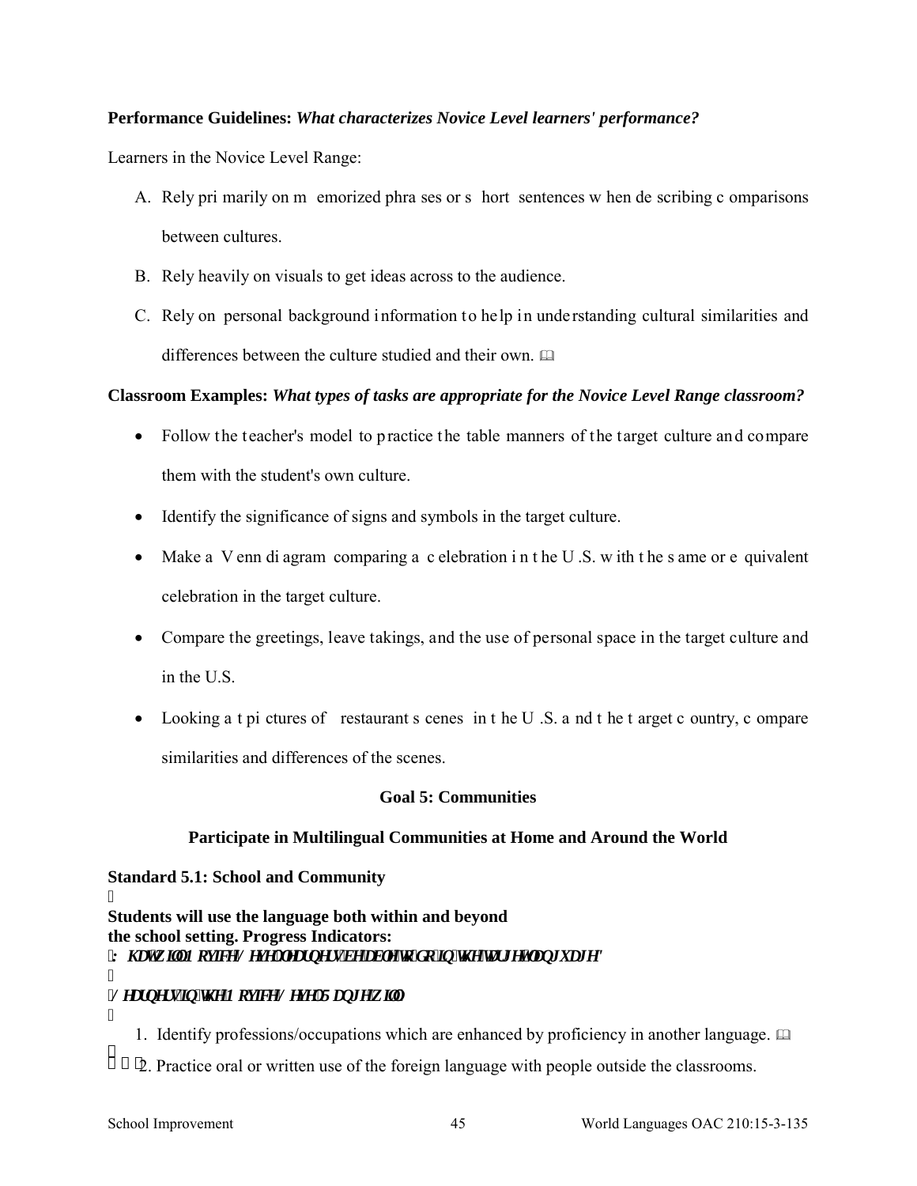**Performance Guidelines:** ***What characterizes Novice Level learners' performance?***

Learners in the Novice Level Range:

A. Rely primarily on memorized phrases or short sentences when describing comparisons between cultures.

B. Rely heavily on visuals to get ideas across to the audience.

C. Rely on personal background information to help in understanding cultural similarities and differences between the culture studied and their own.

**Classroom Examples:** ***What types of tasks are appropriate for the Novice Level Range classroom?***

- Follow the teacher's model to practice the table manners of the target culture and compare them with the student's own culture.
- Identify the significance of signs and symbols in the target culture.
- Make a Venn diagram comparing a celebration in the U.S. with the same or equivalent celebration in the target culture.
- Compare the greetings, leave takings, and the use of personal space in the target culture and in the U.S.
- Looking at pictures of restaurant scenes in the U.S. and the target country, compare similarities and differences of the scenes.

## Goal 5: Communities

### Participate in Multilingual Communities at Home and Around the World

**Standard 5.1: School and Community**

**Students will use the language both within and beyond the school setting. Progress Indicators:**

***What will Novice Level learners be able to do in the target language?***

*Learners in the Novice Level Range will:*

1. Identify professions/occupations which are enhanced by proficiency in another language.
2. Practice oral or written use of the foreign language with people outside the classrooms.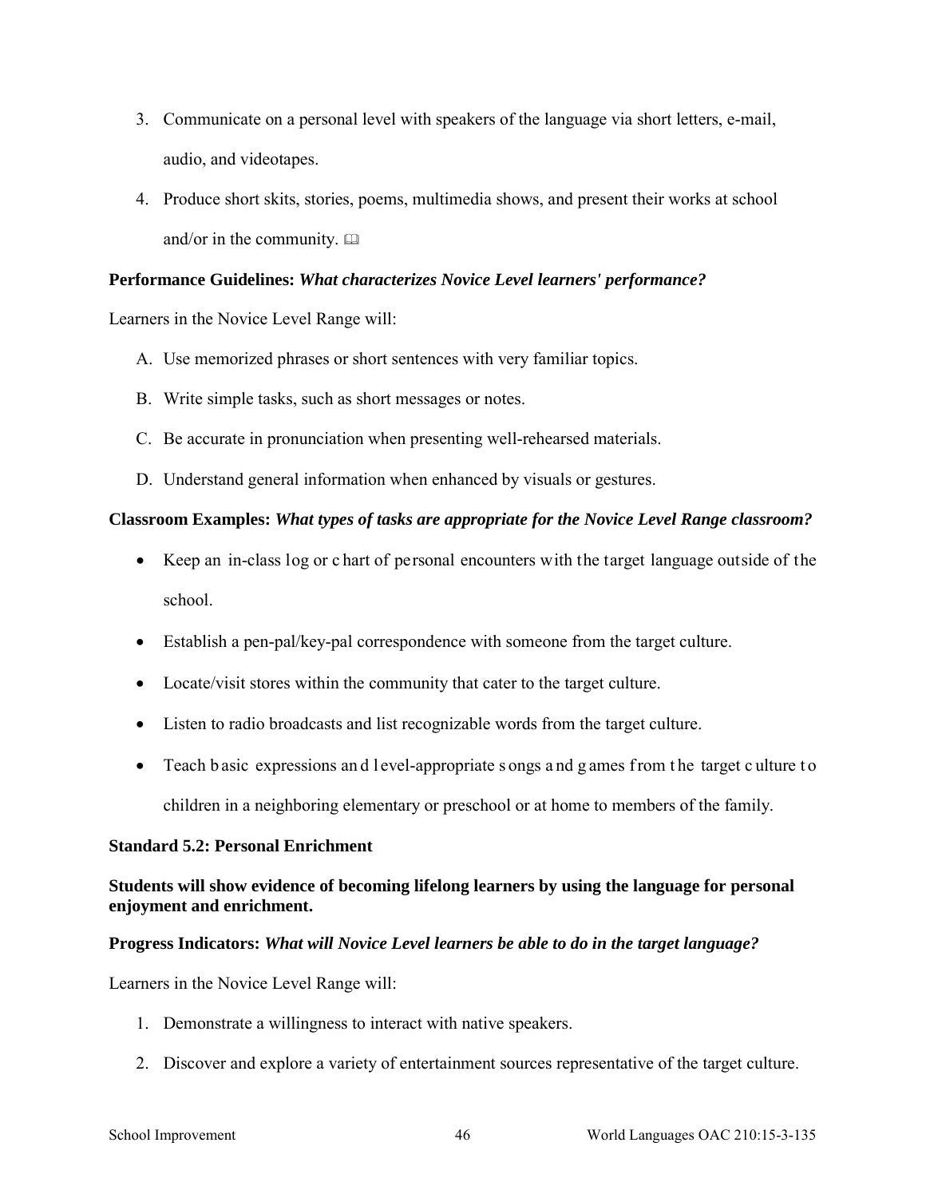3. Communicate on a personal level with speakers of the language via short letters, e-mail, audio, and videotapes.
4. Produce short skits, stories, poems, multimedia shows, and present their works at school and/or in the community. 🕮

**Performance Guidelines:** ***What characterizes Novice Level learners' performance?***

Learners in the Novice Level Range will:

A. Use memorized phrases or short sentences with very familiar topics.
B. Write simple tasks, such as short messages or notes.
C. Be accurate in pronunciation when presenting well-rehearsed materials.
D. Understand general information when enhanced by visuals or gestures.

**Classroom Examples:** ***What types of tasks are appropriate for the Novice Level Range classroom?***

- Keep an in-class log or chart of personal encounters with the target language outside of the school.
- Establish a pen-pal/key-pal correspondence with someone from the target culture.
- Locate/visit stores within the community that cater to the target culture.
- Listen to radio broadcasts and list recognizable words from the target culture.
- Teach basic expressions and level-appropriate songs and games from the target culture to children in a neighboring elementary or preschool or at home to members of the family.

**Standard 5.2: Personal Enrichment**

**Students will show evidence of becoming lifelong learners by using the language for personal enjoyment and enrichment.**

**Progress Indicators:** ***What will Novice Level learners be able to do in the target language?***

Learners in the Novice Level Range will:

1. Demonstrate a willingness to interact with native speakers.
2. Discover and explore a variety of entertainment sources representative of the target culture.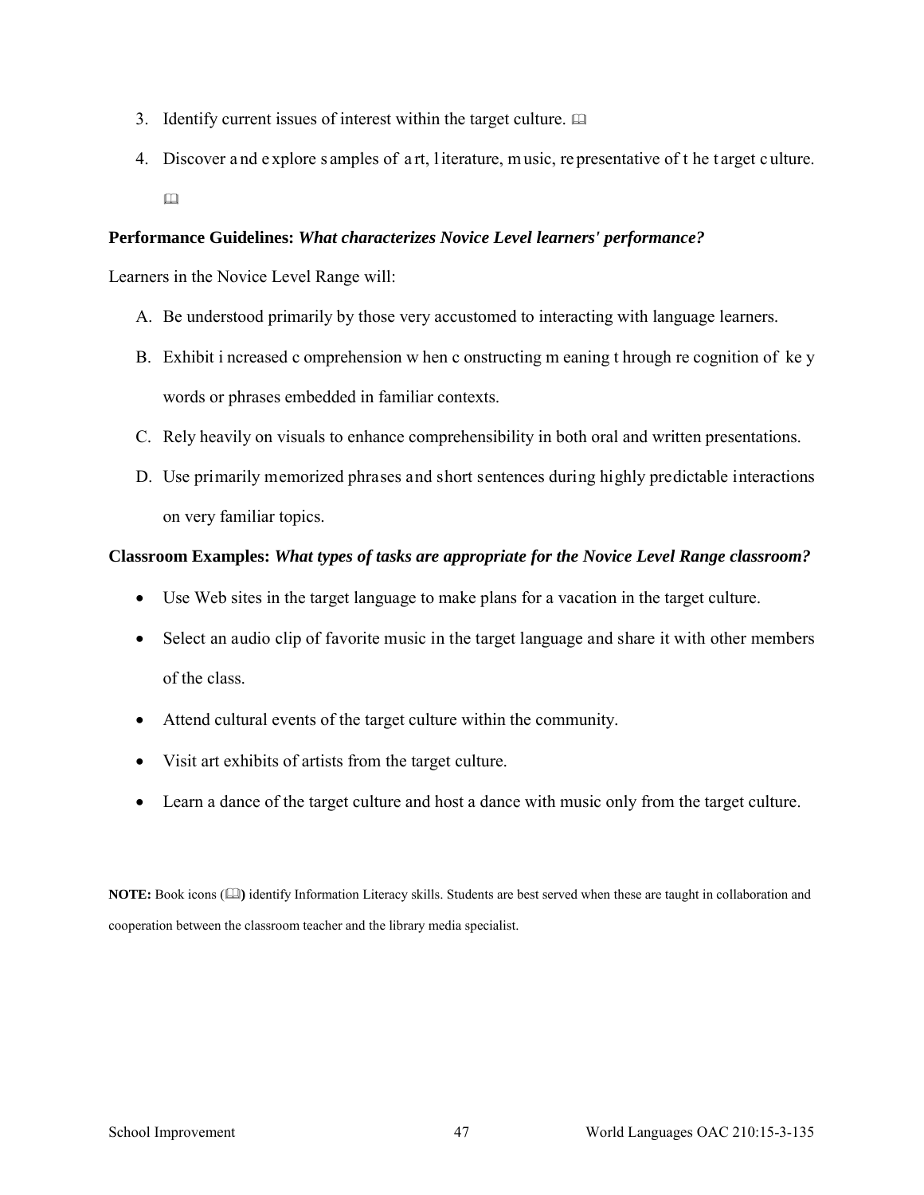3. Identify current issues of interest within the target culture. 🕮
4. Discover and explore samples of art, literature, music, representative of the target culture. 🕮

**Performance Guidelines:** ***What characterizes Novice Level learners' performance?***

Learners in the Novice Level Range will:

A. Be understood primarily by those very accustomed to interacting with language learners.
B. Exhibit increased comprehension when constructing meaning through recognition of key words or phrases embedded in familiar contexts.
C. Rely heavily on visuals to enhance comprehensibility in both oral and written presentations.
D. Use primarily memorized phrases and short sentences during highly predictable interactions on very familiar topics.

**Classroom Examples:** ***What types of tasks are appropriate for the Novice Level Range classroom?***

- Use Web sites in the target language to make plans for a vacation in the target culture.
- Select an audio clip of favorite music in the target language and share it with other members of the class.
- Attend cultural events of the target culture within the community.
- Visit art exhibits of artists from the target culture.
- Learn a dance of the target culture and host a dance with music only from the target culture.

**NOTE:** Book icons (🕮**)** identify Information Literacy skills. Students are best served when these are taught in collaboration and cooperation between the classroom teacher and the library media specialist.